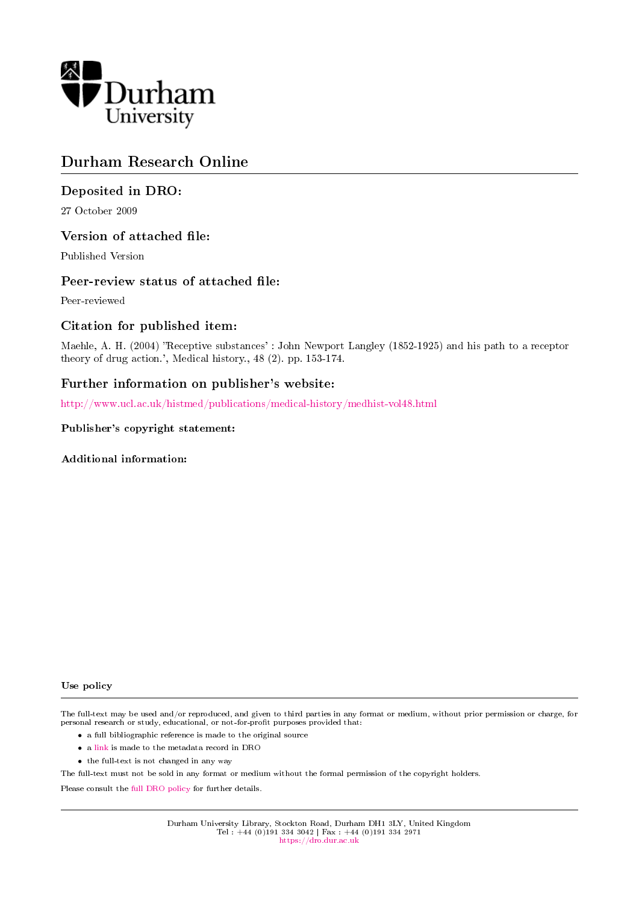Durham University

# Durham Research Online

## Deposited in DRO:

27 October 2009

## Version of attached file:

Published Version

## Peer-review status of attached file:

Peer-reviewed

## Citation for published item:

Maehle, A. H. (2004) 'Receptive substances' : John Newport Langley (1852-1925) and his path to a receptor theory of drug action.', Medical history., 48 (2). pp. 153-174.

## Further information on publisher's website:

http://www.ucl.ac.uk/histmed/publications/medical-history/medhist-vol48.html

### Publisher's copyright statement:

### Additional information:

### Use policy

The full-text may be used and/or reproduced, and given to third parties in any format or medium, without prior permission or charge, for personal research or study, educational, or not-for-profit purposes provided that:

- a full bibliographic reference is made to the original source
- a link is made to the metadata record in DRO
- the full-text is not changed in any way

The full-text must not be sold in any format or medium without the formal permission of the copyright holders.

Please consult the full DRO policy for further details.

Durham University Library, Stockton Road, Durham DH1 3LY, United Kingdom
Tel : +44 (0)191 334 3042 | Fax : +44 (0)191 334 2971
https://dro.dur.ac.uk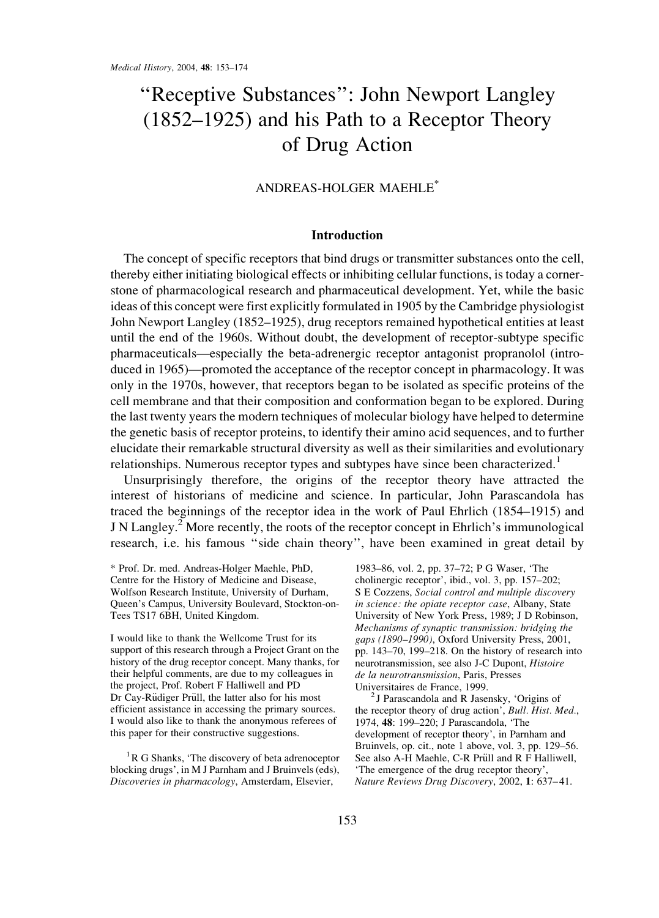# "Receptive Substances": John Newport Langley (1852–1925) and his Path to a Receptor Theory of Drug Action

ANDREAS-HOLGER MAEHLE*

## Introduction

The concept of specific receptors that bind drugs or transmitter substances onto the cell, thereby either initiating biological effects or inhibiting cellular functions, is today a cornerstone of pharmacological research and pharmaceutical development. Yet, while the basic ideas of this concept were first explicitly formulated in 1905 by the Cambridge physiologist John Newport Langley (1852–1925), drug receptors remained hypothetical entities at least until the end of the 1960s. Without doubt, the development of receptor-subtype specific pharmaceuticals—especially the beta-adrenergic receptor antagonist propranolol (introduced in 1965)—promoted the acceptance of the receptor concept in pharmacology. It was only in the 1970s, however, that receptors began to be isolated as specific proteins of the cell membrane and that their composition and conformation began to be explored. During the last twenty years the modern techniques of molecular biology have helped to determine the genetic basis of receptor proteins, to identify their amino acid sequences, and to further elucidate their remarkable structural diversity as well as their similarities and evolutionary relationships. Numerous receptor types and subtypes have since been characterized.[1]

Unsurprisingly therefore, the origins of the receptor theory have attracted the interest of historians of medicine and science. In particular, John Parascandola has traced the beginnings of the receptor idea in the work of Paul Ehrlich (1854–1915) and J N Langley.[2] More recently, the roots of the receptor concept in Ehrlich's immunological research, i.e. his famous "side chain theory", have been examined in great detail by

* Prof. Dr. med. Andreas-Holger Maehle, PhD, Centre for the History of Medicine and Disease, Wolfson Research Institute, University of Durham, Queen's Campus, University Boulevard, Stockton-on-Tees TS17 6BH, United Kingdom.

I would like to thank the Wellcome Trust for its support of this research through a Project Grant on the history of the drug receptor concept. Many thanks, for their helpful comments, are due to my colleagues in the project, Prof. Robert F Halliwell and PD Dr Cay-Rüdiger Prüll, the latter also for his most efficient assistance in accessing the primary sources. I would also like to thank the anonymous referees of this paper for their constructive suggestions.

[1] R G Shanks, 'The discovery of beta adrenoceptor blocking drugs', in M J Parnham and J Bruinvels (eds), *Discoveries in pharmacology*, Amsterdam, Elsevier, 1983–86, vol. 2, pp. 37–72; P G Waser, 'The cholinergic receptor', ibid., vol. 3, pp. 157–202; S E Cozzens, *Social control and multiple discovery in science: the opiate receptor case*, Albany, State University of New York Press, 1989; J D Robinson, *Mechanisms of synaptic transmission: bridging the gaps (1890–1990)*, Oxford University Press, 2001, pp. 143–70, 199–218. On the history of research into neurotransmission, see also J-C Dupont, *Histoire de la neurotransmission*, Paris, Presses Universitaires de France, 1999.

[2] J Parascandola and R Jasensky, 'Origins of the receptor theory of drug action', *Bull. Hist. Med.*, 1974, **48**: 199–220; J Parascandola, 'The development of receptor theory', in Parnham and Bruinvels, op. cit., note 1 above, vol. 3, pp. 129–56. See also A-H Maehle, C-R Prüll and R F Halliwell, 'The emergence of the drug receptor theory', *Nature Reviews Drug Discovery*, 2002, **1**: 637–41.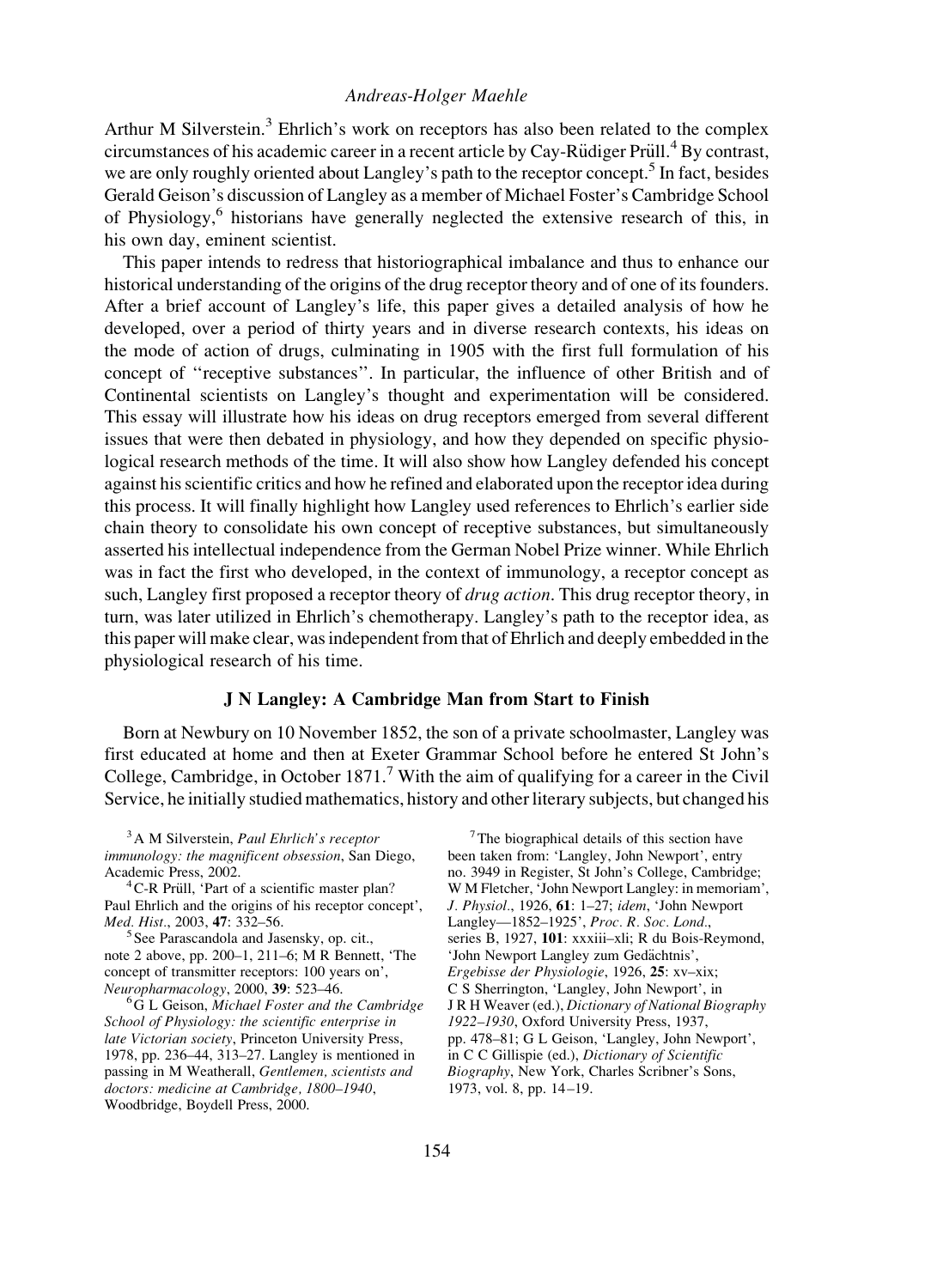Arthur M Silverstein.[3] Ehrlich's work on receptors has also been related to the complex circumstances of his academic career in a recent article by Cay-Rüdiger Prüll.[4] By contrast, we are only roughly oriented about Langley's path to the receptor concept.[5] In fact, besides Gerald Geison's discussion of Langley as a member of Michael Foster's Cambridge School of Physiology,[6] historians have generally neglected the extensive research of this, in his own day, eminent scientist.

This paper intends to redress that historiographical imbalance and thus to enhance our historical understanding of the origins of the drug receptor theory and of one of its founders. After a brief account of Langley's life, this paper gives a detailed analysis of how he developed, over a period of thirty years and in diverse research contexts, his ideas on the mode of action of drugs, culminating in 1905 with the first full formulation of his concept of "receptive substances". In particular, the influence of other British and of Continental scientists on Langley's thought and experimentation will be considered. This essay will illustrate how his ideas on drug receptors emerged from several different issues that were then debated in physiology, and how they depended on specific physiological research methods of the time. It will also show how Langley defended his concept against his scientific critics and how he refined and elaborated upon the receptor idea during this process. It will finally highlight how Langley used references to Ehrlich's earlier side chain theory to consolidate his own concept of receptive substances, but simultaneously asserted his intellectual independence from the German Nobel Prize winner. While Ehrlich was in fact the first who developed, in the context of immunology, a receptor concept as such, Langley first proposed a receptor theory of *drug action*. This drug receptor theory, in turn, was later utilized in Ehrlich's chemotherapy. Langley's path to the receptor idea, as this paper will make clear, was independent from that of Ehrlich and deeply embedded in the physiological research of his time.

## J N Langley: A Cambridge Man from Start to Finish

Born at Newbury on 10 November 1852, the son of a private schoolmaster, Langley was first educated at home and then at Exeter Grammar School before he entered St John's College, Cambridge, in October 1871.[7] With the aim of qualifying for a career in the Civil Service, he initially studied mathematics, history and other literary subjects, but changed his

[3] A M Silverstein, *Paul Ehrlich's receptor immunology: the magnificent obsession*, San Diego, Academic Press, 2002.

[4] C-R Prüll, 'Part of a scientific master plan? Paul Ehrlich and the origins of his receptor concept', *Med. Hist*., 2003, **47**: 332–56.

[5] See Parascandola and Jasensky, op. cit., note 2 above, pp. 200–1, 211–6; M R Bennett, 'The concept of transmitter receptors: 100 years on', *Neuropharmacology*, 2000, **39**: 523–46.

[6] G L Geison, *Michael Foster and the Cambridge School of Physiology: the scientific enterprise in late Victorian society*, Princeton University Press, 1978, pp. 236–44, 313–27. Langley is mentioned in passing in M Weatherall, *Gentlemen, scientists and doctors: medicine at Cambridge, 1800–1940*, Woodbridge, Boydell Press, 2000.

[7] The biographical details of this section have been taken from: 'Langley, John Newport', entry no. 3949 in Register, St John's College, Cambridge; W M Fletcher, 'John Newport Langley: in memoriam', *J. Physiol*., 1926, **61**: 1–27; *idem*, 'John Newport Langley—1852–1925', *Proc. R. Soc. Lond*., series B, 1927, **101**: xxxiii–xli; R du Bois-Reymond, 'John Newport Langley zum Gedächtnis', *Ergebisse der Physiologie*, 1926, **25**: xv–xix; C S Sherrington, 'Langley, John Newport', in J R H Weaver (ed.), *Dictionary of National Biography 1922–1930*, Oxford University Press, 1937, pp. 478–81; G L Geison, 'Langley, John Newport', in C C Gillispie (ed.), *Dictionary of Scientific Biography*, New York, Charles Scribner's Sons, 1973, vol. 8, pp. 14–19.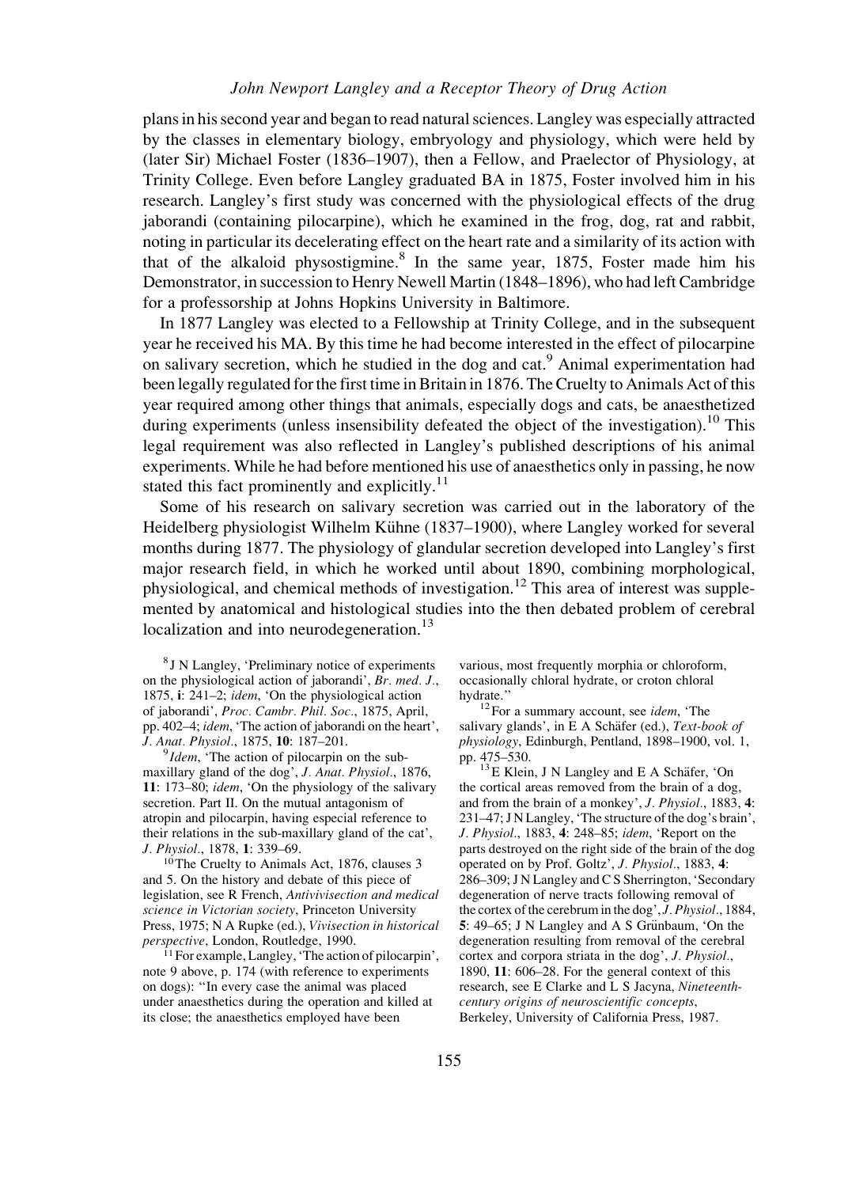plans in his second year and began to read natural sciences. Langley was especially attracted by the classes in elementary biology, embryology and physiology, which were held by (later Sir) Michael Foster (1836–1907), then a Fellow, and Praelector of Physiology, at Trinity College. Even before Langley graduated BA in 1875, Foster involved him in his research. Langley's first study was concerned with the physiological effects of the drug jaborandi (containing pilocarpine), which he examined in the frog, dog, rat and rabbit, noting in particular its decelerating effect on the heart rate and a similarity of its action with that of the alkaloid physostigmine.[8] In the same year, 1875, Foster made him his Demonstrator, in succession to Henry Newell Martin (1848–1896), who had left Cambridge for a professorship at Johns Hopkins University in Baltimore.

In 1877 Langley was elected to a Fellowship at Trinity College, and in the subsequent year he received his MA. By this time he had become interested in the effect of pilocarpine on salivary secretion, which he studied in the dog and cat.[9] Animal experimentation had been legally regulated for the first time in Britain in 1876. The Cruelty to Animals Act of this year required among other things that animals, especially dogs and cats, be anaesthetized during experiments (unless insensibility defeated the object of the investigation).[10] This legal requirement was also reflected in Langley's published descriptions of his animal experiments. While he had before mentioned his use of anaesthetics only in passing, he now stated this fact prominently and explicitly.[11]

Some of his research on salivary secretion was carried out in the laboratory of the Heidelberg physiologist Wilhelm Kühne (1837–1900), where Langley worked for several months during 1877. The physiology of glandular secretion developed into Langley's first major research field, in which he worked until about 1890, combining morphological, physiological, and chemical methods of investigation.[12] This area of interest was supplemented by anatomical and histological studies into the then debated problem of cerebral localization and into neurodegeneration.[13]

[8] J N Langley, 'Preliminary notice of experiments on the physiological action of jaborandi', *Br. med. J.*, 1875, **i**: 241–2; *idem*, 'On the physiological action of jaborandi', *Proc. Cambr. Phil. Soc.*, 1875, April, pp. 402–4; *idem*, 'The action of jaborandi on the heart', *J. Anat. Physiol.*, 1875, **10**: 187–201.

[9] *Idem*, 'The action of pilocarpin on the submaxillary gland of the dog', *J. Anat. Physiol.*, 1876, **11**: 173–80; *idem*, 'On the physiology of the salivary secretion. Part II. On the mutual antagonism of atropin and pilocarpin, having especial reference to their relations in the sub-maxillary gland of the cat', *J. Physiol.*, 1878, **1**: 339–69.

[10] The Cruelty to Animals Act, 1876, clauses 3 and 5. On the history and debate of this piece of legislation, see R French, *Antivivisection and medical science in Victorian society*, Princeton University Press, 1975; N A Rupke (ed.), *Vivisection in historical perspective*, London, Routledge, 1990.

[11] For example, Langley, 'The action of pilocarpin', note 9 above, p. 174 (with reference to experiments on dogs): "In every case the animal was placed under anaesthetics during the operation and killed at its close; the anaesthetics employed have been various, most frequently morphia or chloroform, occasionally chloral hydrate, or croton chloral hydrate."

[12] For a summary account, see *idem*, 'The salivary glands', in E A Schäfer (ed.), *Text-book of physiology*, Edinburgh, Pentland, 1898–1900, vol. 1, pp. 475–530.

[13] E Klein, J N Langley and E A Schäfer, 'On the cortical areas removed from the brain of a dog, and from the brain of a monkey', *J. Physiol.*, 1883, **4**: 231–47; J N Langley, 'The structure of the dog's brain', *J. Physiol.*, 1883, **4**: 248–85; *idem*, 'Report on the parts destroyed on the right side of the brain of the dog operated on by Prof. Goltz', *J. Physiol.*, 1883, **4**: 286–309; J N Langley and C S Sherrington, 'Secondary degeneration of nerve tracts following removal of the cortex of the cerebrum in the dog', *J. Physiol.*, 1884, **5**: 49–65; J N Langley and A S Grünbaum, 'On the degeneration resulting from removal of the cerebral cortex and corpora striata in the dog', *J. Physiol.*, 1890, **11**: 606–28. For the general context of this research, see E Clarke and L S Jacyna, *Nineteenth-century origins of neuroscientific concepts*, Berkeley, University of California Press, 1987.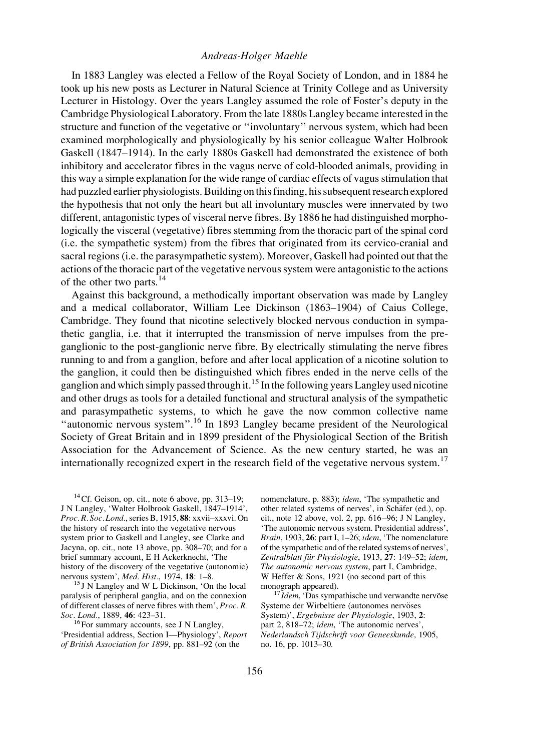In 1883 Langley was elected a Fellow of the Royal Society of London, and in 1884 he took up his new posts as Lecturer in Natural Science at Trinity College and as University Lecturer in Histology. Over the years Langley assumed the role of Foster's deputy in the Cambridge Physiological Laboratory. From the late 1880s Langley became interested in the structure and function of the vegetative or "involuntary" nervous system, which had been examined morphologically and physiologically by his senior colleague Walter Holbrook Gaskell (1847–1914). In the early 1880s Gaskell had demonstrated the existence of both inhibitory and accelerator fibres in the vagus nerve of cold-blooded animals, providing in this way a simple explanation for the wide range of cardiac effects of vagus stimulation that had puzzled earlier physiologists. Building on this finding, his subsequent research explored the hypothesis that not only the heart but all involuntary muscles were innervated by two different, antagonistic types of visceral nerve fibres. By 1886 he had distinguished morphologically the visceral (vegetative) fibres stemming from the thoracic part of the spinal cord (i.e. the sympathetic system) from the fibres that originated from its cervico-cranial and sacral regions (i.e. the parasympathetic system). Moreover, Gaskell had pointed out that the actions of the thoracic part of the vegetative nervous system were antagonistic to the actions of the other two parts.[14]

Against this background, a methodically important observation was made by Langley and a medical collaborator, William Lee Dickinson (1863–1904) of Caius College, Cambridge. They found that nicotine selectively blocked nervous conduction in sympathetic ganglia, i.e. that it interrupted the transmission of nerve impulses from the preganglionic to the post-ganglionic nerve fibre. By electrically stimulating the nerve fibres running to and from a ganglion, before and after local application of a nicotine solution to the ganglion, it could then be distinguished which fibres ended in the nerve cells of the ganglion and which simply passed through it.[15] In the following years Langley used nicotine and other drugs as tools for a detailed functional and structural analysis of the sympathetic and parasympathetic systems, to which he gave the now common collective name "autonomic nervous system".[16] In 1893 Langley became president of the Neurological Society of Great Britain and in 1899 president of the Physiological Section of the British Association for the Advancement of Science. As the new century started, he was an internationally recognized expert in the research field of the vegetative nervous system.[17]

[14] Cf. Geison, op. cit., note 6 above, pp. 313–19; J N Langley, 'Walter Holbrook Gaskell, 1847–1914', *Proc. R. Soc. Lond.*, series B, 1915, **88**: xxvii–xxxvi. On the history of research into the vegetative nervous system prior to Gaskell and Langley, see Clarke and Jacyna, op. cit., note 13 above, pp. 308–70; and for a brief summary account, E H Ackerknecht, 'The history of the discovery of the vegetative (autonomic) nervous system', *Med. Hist.*, 1974, **18**: 1–8.

[15] J N Langley and W L Dickinson, 'On the local paralysis of peripheral ganglia, and on the connexion of different classes of nerve fibres with them', *Proc. R. Soc. Lond.*, 1889, **46**: 423–31.

[16] For summary accounts, see J N Langley, 'Presidential address, Section I—Physiology', *Report of British Association for 1899*, pp. 881–92 (on the nomenclature, p. 883); *idem*, 'The sympathetic and other related systems of nerves', in Schäfer (ed.), op. cit., note 12 above, vol. 2, pp. 616–96; J N Langley, 'The autonomic nervous system. Presidential address', *Brain*, 1903, **26**: part I, 1–26; *idem*, 'The nomenclature of the sympathetic and of the related systems of nerves', *Zentralblatt für Physiologie*, 1913, **27**: 149–52; *idem*, *The autonomic nervous system*, part I, Cambridge, W Heffer & Sons, 1921 (no second part of this monograph appeared).

[17] *Idem*, 'Das sympathische und verwandte nervöse Systeme der Wirbeltiere (autonomes nervöses System)', *Ergebnisse der Physiologie*, 1903, **2**: part 2, 818–72; *idem*, 'The autonomic nerves', *Nederlandsch Tijdschrift voor Geneeskunde*, 1905, no. 16, pp. 1013–30.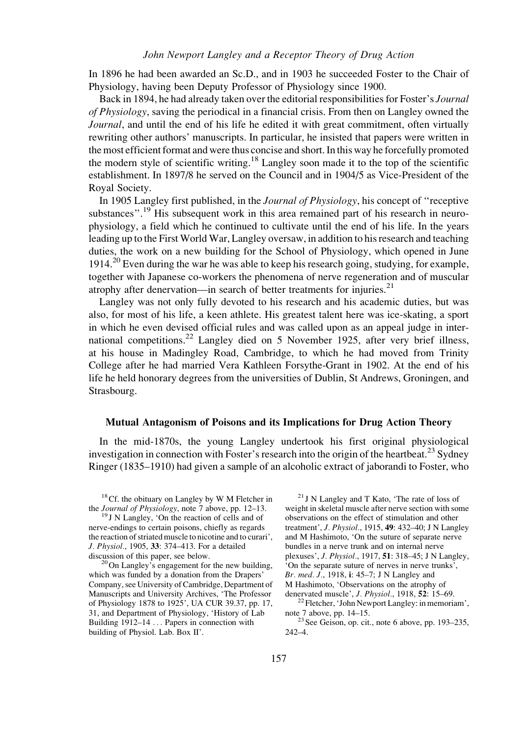In 1896 he had been awarded an Sc.D., and in 1903 he succeeded Foster to the Chair of Physiology, having been Deputy Professor of Physiology since 1900.

Back in 1894, he had already taken over the editorial responsibilities for Foster's *Journal of Physiology*, saving the periodical in a financial crisis. From then on Langley owned the *Journal*, and until the end of his life he edited it with great commitment, often virtually rewriting other authors' manuscripts. In particular, he insisted that papers were written in the most efficient format and were thus concise and short. In this way he forcefully promoted the modern style of scientific writing.[18] Langley soon made it to the top of the scientific establishment. In 1897/8 he served on the Council and in 1904/5 as Vice-President of the Royal Society.

In 1905 Langley first published, in the *Journal of Physiology*, his concept of "receptive substances".[19] His subsequent work in this area remained part of his research in neurophysiology, a field which he continued to cultivate until the end of his life. In the years leading up to the First World War, Langley oversaw, in addition to his research and teaching duties, the work on a new building for the School of Physiology, which opened in June 1914.[20] Even during the war he was able to keep his research going, studying, for example, together with Japanese co-workers the phenomena of nerve regeneration and of muscular atrophy after denervation—in search of better treatments for injuries.[21]

Langley was not only fully devoted to his research and his academic duties, but was also, for most of his life, a keen athlete. His greatest talent here was ice-skating, a sport in which he even devised official rules and was called upon as an appeal judge in international competitions.[22] Langley died on 5 November 1925, after very brief illness, at his house in Madingley Road, Cambridge, to which he had moved from Trinity College after he had married Vera Kathleen Forsythe-Grant in 1902. At the end of his life he held honorary degrees from the universities of Dublin, St Andrews, Groningen, and Strasbourg.

## Mutual Antagonism of Poisons and its Implications for Drug Action Theory

In the mid-1870s, the young Langley undertook his first original physiological investigation in connection with Foster's research into the origin of the heartbeat.[23] Sydney Ringer (1835–1910) had given a sample of an alcoholic extract of jaborandi to Foster, who

---

[18] Cf. the obituary on Langley by W M Fletcher in the *Journal of Physiology*, note 7 above, pp. 12–13.

[19] J N Langley, 'On the reaction of cells and of nerve-endings to certain poisons, chiefly as regards the reaction of striated muscle to nicotine and to curari', *J. Physiol.*, 1905, **33**: 374–413. For a detailed discussion of this paper, see below.

[20] On Langley's engagement for the new building, which was funded by a donation from the Drapers' Company, see University of Cambridge, Department of Manuscripts and University Archives, 'The Professor of Physiology 1878 to 1925', UA CUR 39.37, pp. 17, 31, and Department of Physiology, 'History of Lab Building 1912–14 . . . Papers in connection with building of Physiol. Lab. Box II'.

[21] J N Langley and T Kato, 'The rate of loss of weight in skeletal muscle after nerve section with some observations on the effect of stimulation and other treatment', *J. Physiol.*, 1915, **49**: 432–40; J N Langley and M Hashimoto, 'On the suture of separate nerve bundles in a nerve trunk and on internal nerve plexuses', *J. Physiol.*, 1917, **51**: 318–45; J N Langley, 'On the separate suture of nerves in nerve trunks', *Br. med. J.*, 1918, **i**: 45–7; J N Langley and M Hashimoto, 'Observations on the atrophy of denervated muscle', *J. Physiol.*, 1918, **52**: 15–69.

[22] Fletcher, 'John Newport Langley: in memoriam', note 7 above, pp. 14–15.

[23] See Geison, op. cit., note 6 above, pp. 193–235, 242–4.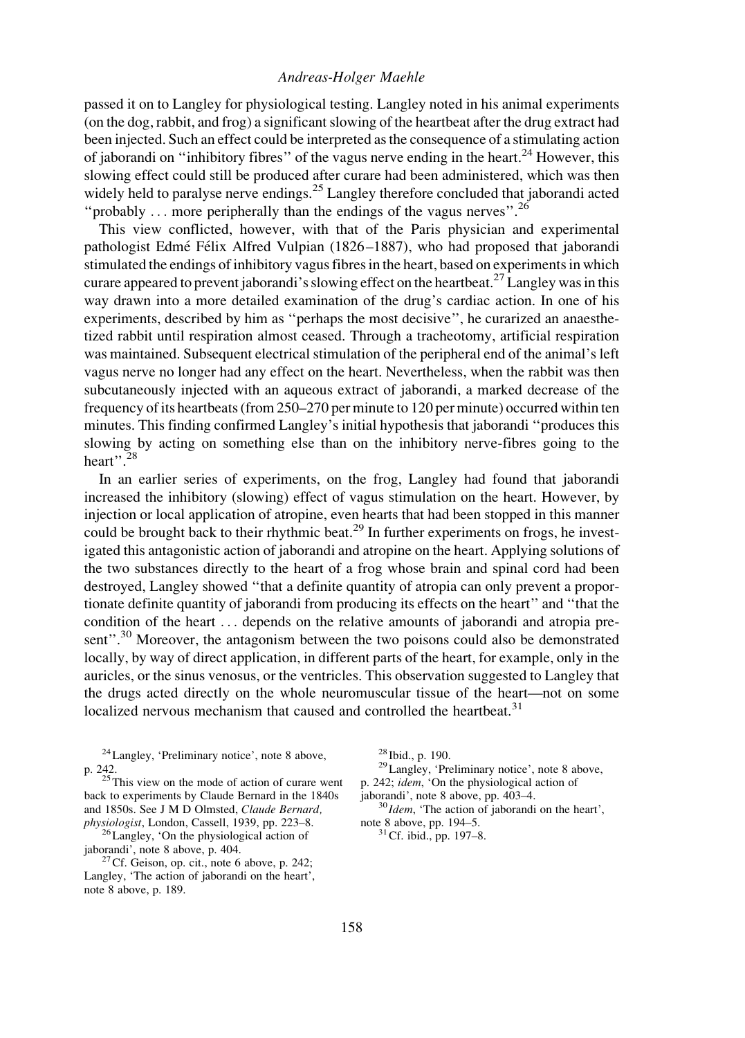passed it on to Langley for physiological testing. Langley noted in his animal experiments (on the dog, rabbit, and frog) a significant slowing of the heartbeat after the drug extract had been injected. Such an effect could be interpreted as the consequence of a stimulating action of jaborandi on "inhibitory fibres" of the vagus nerve ending in the heart.[24] However, this slowing effect could still be produced after curare had been administered, which was then widely held to paralyse nerve endings.[25] Langley therefore concluded that jaborandi acted "probably ... more peripherally than the endings of the vagus nerves".[26]

This view conflicted, however, with that of the Paris physician and experimental pathologist Edmé Félix Alfred Vulpian (1826–1887), who had proposed that jaborandi stimulated the endings of inhibitory vagus fibres in the heart, based on experiments in which curare appeared to prevent jaborandi's slowing effect on the heartbeat.[27] Langley was in this way drawn into a more detailed examination of the drug's cardiac action. In one of his experiments, described by him as "perhaps the most decisive", he curarized an anaesthetized rabbit until respiration almost ceased. Through a tracheotomy, artificial respiration was maintained. Subsequent electrical stimulation of the peripheral end of the animal's left vagus nerve no longer had any effect on the heart. Nevertheless, when the rabbit was then subcutaneously injected with an aqueous extract of jaborandi, a marked decrease of the frequency of its heartbeats (from 250–270 per minute to 120 per minute) occurred within ten minutes. This finding confirmed Langley's initial hypothesis that jaborandi "produces this slowing by acting on something else than on the inhibitory nerve-fibres going to the heart".[28]

In an earlier series of experiments, on the frog, Langley had found that jaborandi increased the inhibitory (slowing) effect of vagus stimulation on the heart. However, by injection or local application of atropine, even hearts that had been stopped in this manner could be brought back to their rhythmic beat.[29] In further experiments on frogs, he investigated this antagonistic action of jaborandi and atropine on the heart. Applying solutions of the two substances directly to the heart of a frog whose brain and spinal cord had been destroyed, Langley showed "that a definite quantity of atropia can only prevent a proportionate definite quantity of jaborandi from producing its effects on the heart" and "that the condition of the heart ... depends on the relative amounts of jaborandi and atropia present".[30] Moreover, the antagonism between the two poisons could also be demonstrated locally, by way of direct application, in different parts of the heart, for example, only in the auricles, or the sinus venosus, or the ventricles. This observation suggested to Langley that the drugs acted directly on the whole neuromuscular tissue of the heart—not on some localized nervous mechanism that caused and controlled the heartbeat.[31]

[24] Langley, 'Preliminary notice', note 8 above, p. 242.

[25] This view on the mode of action of curare went back to experiments by Claude Bernard in the 1840s and 1850s. See J M D Olmsted, *Claude Bernard, physiologist*, London, Cassell, 1939, pp. 223–8.

[26] Langley, 'On the physiological action of jaborandi', note 8 above, p. 404.

[27] Cf. Geison, op. cit., note 6 above, p. 242; Langley, 'The action of jaborandi on the heart', note 8 above, p. 189.

[28] Ibid., p. 190.

[29] Langley, 'Preliminary notice', note 8 above, p. 242; *idem*, 'On the physiological action of jaborandi', note 8 above, pp. 403–4.

[30] *Idem*, 'The action of jaborandi on the heart', note 8 above, pp. 194–5.

[31] Cf. ibid., pp. 197–8.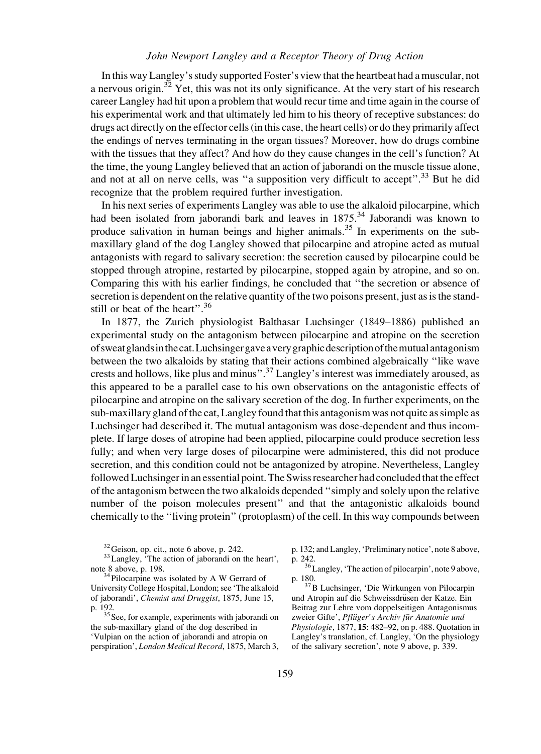In this way Langley's study supported Foster's view that the heartbeat had a muscular, not a nervous origin.[32] Yet, this was not its only significance. At the very start of his research career Langley had hit upon a problem that would recur time and time again in the course of his experimental work and that ultimately led him to his theory of receptive substances: do drugs act directly on the effector cells (in this case, the heart cells) or do they primarily affect the endings of nerves terminating in the organ tissues? Moreover, how do drugs combine with the tissues that they affect? And how do they cause changes in the cell's function? At the time, the young Langley believed that an action of jaborandi on the muscle tissue alone, and not at all on nerve cells, was "a supposition very difficult to accept".[33] But he did recognize that the problem required further investigation.

In his next series of experiments Langley was able to use the alkaloid pilocarpine, which had been isolated from jaborandi bark and leaves in 1875.[34] Jaborandi was known to produce salivation in human beings and higher animals.[35] In experiments on the sub-maxillary gland of the dog Langley showed that pilocarpine and atropine acted as mutual antagonists with regard to salivary secretion: the secretion caused by pilocarpine could be stopped through atropine, restarted by pilocarpine, stopped again by atropine, and so on. Comparing this with his earlier findings, he concluded that "the secretion or absence of secretion is dependent on the relative quantity of the two poisons present, just as is the stand-still or beat of the heart".[36]

In 1877, the Zurich physiologist Balthasar Luchsinger (1849–1886) published an experimental study on the antagonism between pilocarpine and atropine on the secretion of sweat glands in the cat. Luchsinger gave a very graphic description of the mutual antagonism between the two alkaloids by stating that their actions combined algebraically "like wave crests and hollows, like plus and minus".[37] Langley's interest was immediately aroused, as this appeared to be a parallel case to his own observations on the antagonistic effects of pilocarpine and atropine on the salivary secretion of the dog. In further experiments, on the sub-maxillary gland of the cat, Langley found that this antagonism was not quite as simple as Luchsinger had described it. The mutual antagonism was dose-dependent and thus incomplete. If large doses of atropine had been applied, pilocarpine could produce secretion less fully; and when very large doses of pilocarpine were administered, this did not produce secretion, and this condition could not be antagonized by atropine. Nevertheless, Langley followed Luchsinger in an essential point. The Swiss researcher had concluded that the effect of the antagonism between the two alkaloids depended "simply and solely upon the relative number of the poison molecules present" and that the antagonistic alkaloids bound chemically to the "living protein" (protoplasm) of the cell. In this way compounds between

[32] Geison, op. cit., note 6 above, p. 242.

[33] Langley, 'The action of jaborandi on the heart', note 8 above, p. 198.

[34] Pilocarpine was isolated by A W Gerrard of University College Hospital, London; see 'The alkaloid of jaborandi', *Chemist and Druggist*, 1875, June 15, p. 192.

[35] See, for example, experiments with jaborandi on the sub-maxillary gland of the dog described in 'Vulpian on the action of jaborandi and atropia on perspiration', *London Medical Record*, 1875, March 3, p. 132; and Langley, 'Preliminary notice', note 8 above, p. 242.

[36] Langley, 'The action of pilocarpin', note 9 above, p. 180.

[37] B Luchsinger, 'Die Wirkungen von Pilocarpin und Atropin auf die Schweissdrüsen der Katze. Ein Beitrag zur Lehre vom doppelseitigen Antagonismus zweier Gifte', *Pflüger's Archiv für Anatomie und Physiologie*, 1877, **15**: 482–92, on p. 488. Quotation in Langley's translation, cf. Langley, 'On the physiology of the salivary secretion', note 9 above, p. 339.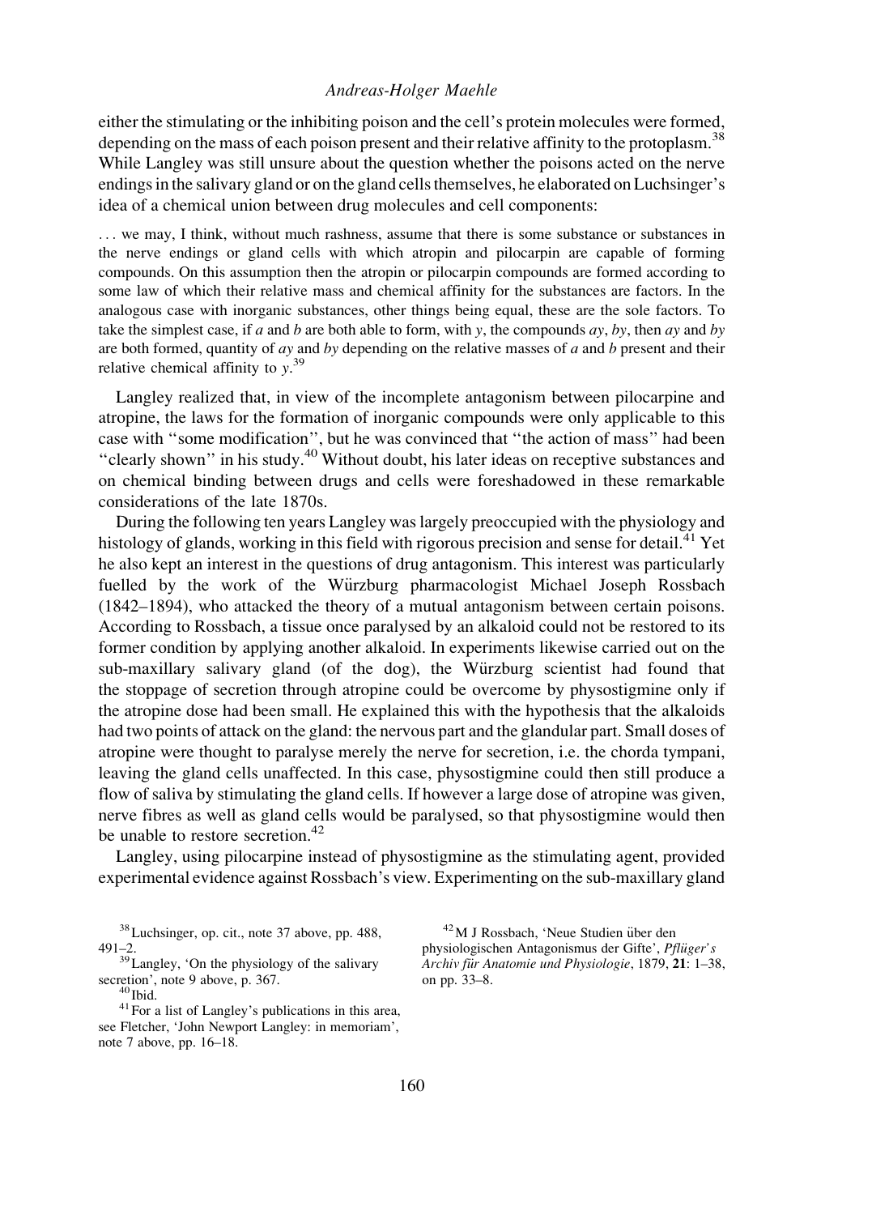either the stimulating or the inhibiting poison and the cell's protein molecules were formed, depending on the mass of each poison present and their relative affinity to the protoplasm.[38] While Langley was still unsure about the question whether the poisons acted on the nerve endings in the salivary gland or on the gland cells themselves, he elaborated on Luchsinger's idea of a chemical union between drug molecules and cell components:

> ... we may, I think, without much rashness, assume that there is some substance or substances in the nerve endings or gland cells with which atropin and pilocarpin are capable of forming compounds. On this assumption then the atropin or pilocarpin compounds are formed according to some law of which their relative mass and chemical affinity for the substances are factors. In the analogous case with inorganic substances, other things being equal, these are the sole factors. To take the simplest case, if *a* and *b* are both able to form, with *y*, the compounds *ay*, *by*, then *ay* and *by* are both formed, quantity of *ay* and *by* depending on the relative masses of *a* and *b* present and their relative chemical affinity to *y*.[39]

Langley realized that, in view of the incomplete antagonism between pilocarpine and atropine, the laws for the formation of inorganic compounds were only applicable to this case with "some modification", but he was convinced that "the action of mass" had been "clearly shown" in his study.[40] Without doubt, his later ideas on receptive substances and on chemical binding between drugs and cells were foreshadowed in these remarkable considerations of the late 1870s.

During the following ten years Langley was largely preoccupied with the physiology and histology of glands, working in this field with rigorous precision and sense for detail.[41] Yet he also kept an interest in the questions of drug antagonism. This interest was particularly fuelled by the work of the Würzburg pharmacologist Michael Joseph Rossbach (1842–1894), who attacked the theory of a mutual antagonism between certain poisons. According to Rossbach, a tissue once paralysed by an alkaloid could not be restored to its former condition by applying another alkaloid. In experiments likewise carried out on the sub-maxillary salivary gland (of the dog), the Würzburg scientist had found that the stoppage of secretion through atropine could be overcome by physostigmine only if the atropine dose had been small. He explained this with the hypothesis that the alkaloids had two points of attack on the gland: the nervous part and the glandular part. Small doses of atropine were thought to paralyse merely the nerve for secretion, i.e. the chorda tympani, leaving the gland cells unaffected. In this case, physostigmine could then still produce a flow of saliva by stimulating the gland cells. If however a large dose of atropine was given, nerve fibres as well as gland cells would be paralysed, so that physostigmine would then be unable to restore secretion.[42]

Langley, using pilocarpine instead of physostigmine as the stimulating agent, provided experimental evidence against Rossbach's view. Experimenting on the sub-maxillary gland

---

[38] Luchsinger, op. cit., note 37 above, pp. 488, 491–2.

[39] Langley, 'On the physiology of the salivary secretion', note 9 above, p. 367.

[40] Ibid.

[41] For a list of Langley's publications in this area, see Fletcher, 'John Newport Langley: in memoriam', note 7 above, pp. 16–18.

[42] M J Rossbach, 'Neue Studien über den physiologischen Antagonismus der Gifte', *Pflüger's Archiv für Anatomie und Physiologie*, 1879, **21**: 1–38, on pp. 33–8.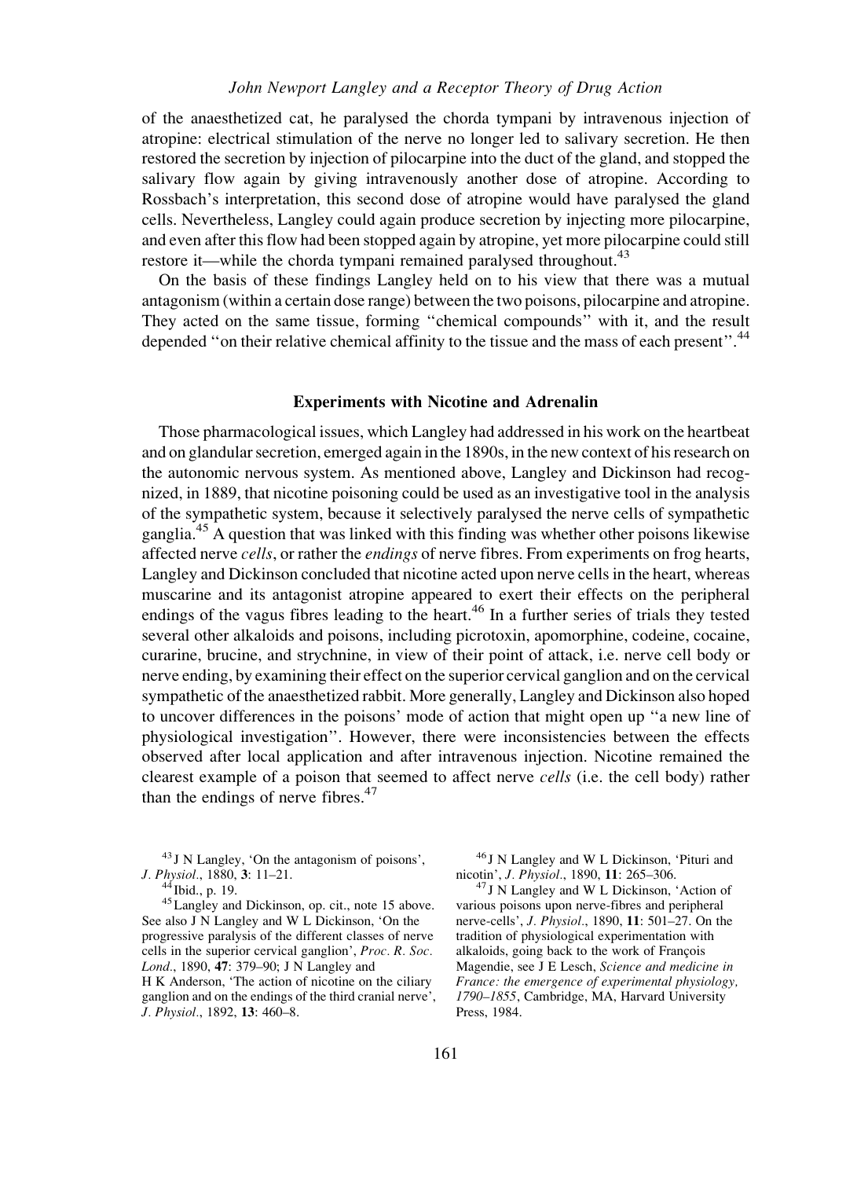of the anaesthetized cat, he paralysed the chorda tympani by intravenous injection of atropine: electrical stimulation of the nerve no longer led to salivary secretion. He then restored the secretion by injection of pilocarpine into the duct of the gland, and stopped the salivary flow again by giving intravenously another dose of atropine. According to Rossbach's interpretation, this second dose of atropine would have paralysed the gland cells. Nevertheless, Langley could again produce secretion by injecting more pilocarpine, and even after this flow had been stopped again by atropine, yet more pilocarpine could still restore it—while the chorda tympani remained paralysed throughout.[43]

On the basis of these findings Langley held on to his view that there was a mutual antagonism (within a certain dose range) between the two poisons, pilocarpine and atropine. They acted on the same tissue, forming "chemical compounds" with it, and the result depended "on their relative chemical affinity to the tissue and the mass of each present".[44]

## Experiments with Nicotine and Adrenalin

Those pharmacological issues, which Langley had addressed in his work on the heartbeat and on glandular secretion, emerged again in the 1890s, in the new context of his research on the autonomic nervous system. As mentioned above, Langley and Dickinson had recognized, in 1889, that nicotine poisoning could be used as an investigative tool in the analysis of the sympathetic system, because it selectively paralysed the nerve cells of sympathetic ganglia.[45] A question that was linked with this finding was whether other poisons likewise affected nerve *cells*, or rather the *endings* of nerve fibres. From experiments on frog hearts, Langley and Dickinson concluded that nicotine acted upon nerve cells in the heart, whereas muscarine and its antagonist atropine appeared to exert their effects on the peripheral endings of the vagus fibres leading to the heart.[46] In a further series of trials they tested several other alkaloids and poisons, including picrotoxin, apomorphine, codeine, cocaine, curarine, brucine, and strychnine, in view of their point of attack, i.e. nerve cell body or nerve ending, by examining their effect on the superior cervical ganglion and on the cervical sympathetic of the anaesthetized rabbit. More generally, Langley and Dickinson also hoped to uncover differences in the poisons' mode of action that might open up "a new line of physiological investigation". However, there were inconsistencies between the effects observed after local application and after intravenous injection. Nicotine remained the clearest example of a poison that seemed to affect nerve *cells* (i.e. the cell body) rather than the endings of nerve fibres.[47]

---

[43] J N Langley, 'On the antagonism of poisons', *J. Physiol.*, 1880, **3**: 11–21.

[44] Ibid., p. 19.

[45] Langley and Dickinson, op. cit., note 15 above. See also J N Langley and W L Dickinson, 'On the progressive paralysis of the different classes of nerve cells in the superior cervical ganglion', *Proc. R. Soc. Lond.*, 1890, **47**: 379–90; J N Langley and H K Anderson, 'The action of nicotine on the ciliary ganglion and on the endings of the third cranial nerve', *J. Physiol.*, 1892, **13**: 460–8.

[46] J N Langley and W L Dickinson, 'Pituri and nicotin', *J. Physiol.*, 1890, **11**: 265–306.

[47] J N Langley and W L Dickinson, 'Action of various poisons upon nerve-fibres and peripheral nerve-cells', *J. Physiol.*, 1890, **11**: 501–27. On the tradition of physiological experimentation with alkaloids, going back to the work of François Magendie, see J E Lesch, *Science and medicine in France: the emergence of experimental physiology, 1790–1855*, Cambridge, MA, Harvard University Press, 1984.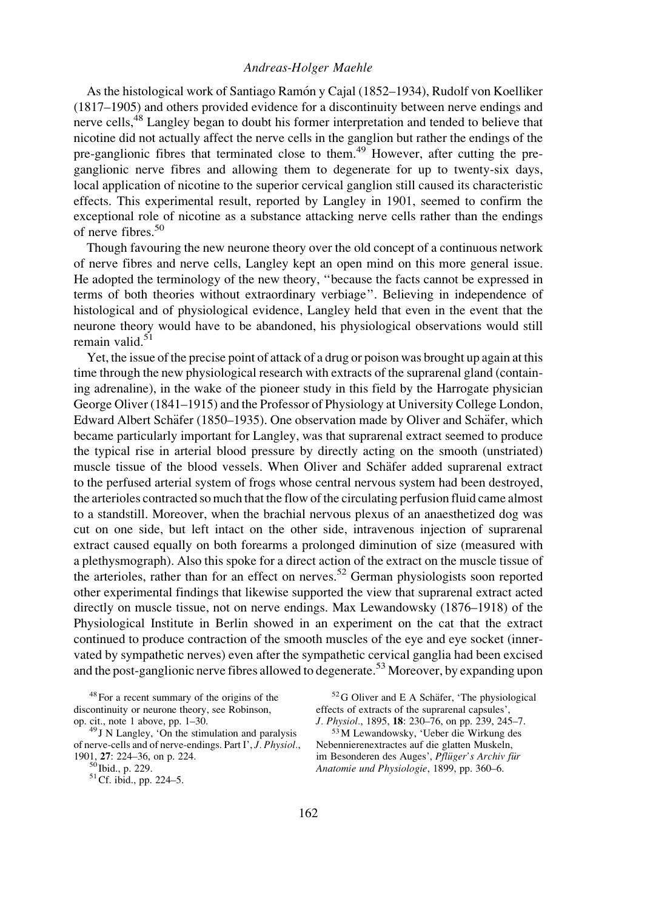As the histological work of Santiago Ramón y Cajal (1852–1934), Rudolf von Koelliker (1817–1905) and others provided evidence for a discontinuity between nerve endings and nerve cells,[48] Langley began to doubt his former interpretation and tended to believe that nicotine did not actually affect the nerve cells in the ganglion but rather the endings of the pre-ganglionic fibres that terminated close to them.[49] However, after cutting the pre-ganglionic nerve fibres and allowing them to degenerate for up to twenty-six days, local application of nicotine to the superior cervical ganglion still caused its characteristic effects. This experimental result, reported by Langley in 1901, seemed to confirm the exceptional role of nicotine as a substance attacking nerve cells rather than the endings of nerve fibres.[50]

Though favouring the new neurone theory over the old concept of a continuous network of nerve fibres and nerve cells, Langley kept an open mind on this more general issue. He adopted the terminology of the new theory, "because the facts cannot be expressed in terms of both theories without extraordinary verbiage". Believing in independence of histological and of physiological evidence, Langley held that even in the event that the neurone theory would have to be abandoned, his physiological observations would still remain valid.[51]

Yet, the issue of the precise point of attack of a drug or poison was brought up again at this time through the new physiological research with extracts of the suprarenal gland (containing adrenaline), in the wake of the pioneer study in this field by the Harrogate physician George Oliver (1841–1915) and the Professor of Physiology at University College London, Edward Albert Schäfer (1850–1935). One observation made by Oliver and Schäfer, which became particularly important for Langley, was that suprarenal extract seemed to produce the typical rise in arterial blood pressure by directly acting on the smooth (unstriated) muscle tissue of the blood vessels. When Oliver and Schäfer added suprarenal extract to the perfused arterial system of frogs whose central nervous system had been destroyed, the arterioles contracted so much that the flow of the circulating perfusion fluid came almost to a standstill. Moreover, when the brachial nervous plexus of an anaesthetized dog was cut on one side, but left intact on the other side, intravenous injection of suprarenal extract caused equally on both forearms a prolonged diminution of size (measured with a plethysmograph). Also this spoke for a direct action of the extract on the muscle tissue of the arterioles, rather than for an effect on nerves.[52] German physiologists soon reported other experimental findings that likewise supported the view that suprarenal extract acted directly on muscle tissue, not on nerve endings. Max Lewandowsky (1876–1918) of the Physiological Institute in Berlin showed in an experiment on the cat that the extract continued to produce contraction of the smooth muscles of the eye and eye socket (innervated by sympathetic nerves) even after the sympathetic cervical ganglia had been excised and the post-ganglionic nerve fibres allowed to degenerate.[53] Moreover, by expanding upon

[48] For a recent summary of the origins of the discontinuity or neurone theory, see Robinson, op. cit., note 1 above, pp. 1–30.

[49] J N Langley, 'On the stimulation and paralysis of nerve-cells and of nerve-endings. Part I', *J. Physiol.*, 1901, **27**: 224–36, on p. 224.

[50] Ibid., p. 229.

[51] Cf. ibid., pp. 224–5.

[52] G Oliver and E A Schäfer, 'The physiological effects of extracts of the suprarenal capsules', *J. Physiol.*, 1895, **18**: 230–76, on pp. 239, 245–7.

[53] M Lewandowsky, 'Ueber die Wirkung des Nebennierenextractes auf die glatten Muskeln, im Besonderen des Auges', *Pflüger's Archiv für Anatomie und Physiologie*, 1899, pp. 360–6.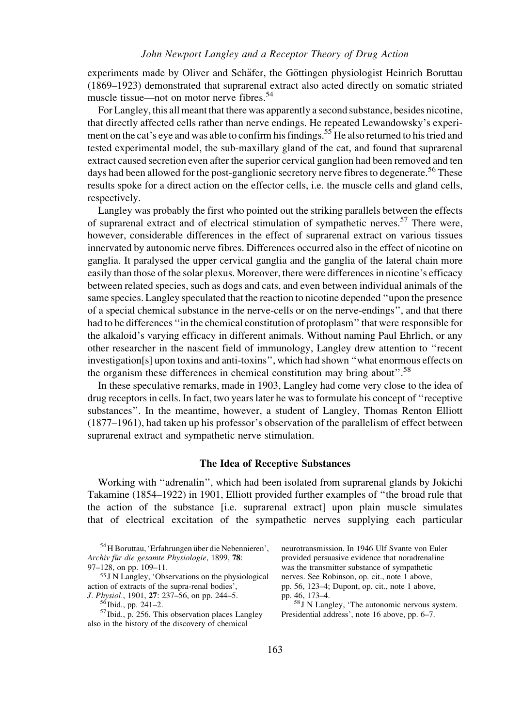experiments made by Oliver and Schäfer, the Göttingen physiologist Heinrich Boruttau (1869–1923) demonstrated that suprarenal extract also acted directly on somatic striated muscle tissue—not on motor nerve fibres.[54]

For Langley, this all meant that there was apparently a second substance, besides nicotine, that directly affected cells rather than nerve endings. He repeated Lewandowsky's experiment on the cat's eye and was able to confirm his findings.[55] He also returned to his tried and tested experimental model, the sub-maxillary gland of the cat, and found that suprarenal extract caused secretion even after the superior cervical ganglion had been removed and ten days had been allowed for the post-ganglionic secretory nerve fibres to degenerate.[56] These results spoke for a direct action on the effector cells, i.e. the muscle cells and gland cells, respectively.

Langley was probably the first who pointed out the striking parallels between the effects of suprarenal extract and of electrical stimulation of sympathetic nerves.[57] There were, however, considerable differences in the effect of suprarenal extract on various tissues innervated by autonomic nerve fibres. Differences occurred also in the effect of nicotine on ganglia. It paralysed the upper cervical ganglia and the ganglia of the lateral chain more easily than those of the solar plexus. Moreover, there were differences in nicotine's efficacy between related species, such as dogs and cats, and even between individual animals of the same species. Langley speculated that the reaction to nicotine depended "upon the presence of a special chemical substance in the nerve-cells or on the nerve-endings", and that there had to be differences "in the chemical constitution of protoplasm" that were responsible for the alkaloid's varying efficacy in different animals. Without naming Paul Ehrlich, or any other researcher in the nascent field of immunology, Langley drew attention to "recent investigation[s] upon toxins and anti-toxins", which had shown "what enormous effects on the organism these differences in chemical constitution may bring about".[58]

In these speculative remarks, made in 1903, Langley had come very close to the idea of drug receptors in cells. In fact, two years later he was to formulate his concept of "receptive substances". In the meantime, however, a student of Langley, Thomas Renton Elliott (1877–1961), had taken up his professor's observation of the parallelism of effect between suprarenal extract and sympathetic nerve stimulation.

## The Idea of Receptive Substances

Working with "adrenalin", which had been isolated from suprarenal glands by Jokichi Takamine (1854–1922) in 1901, Elliott provided further examples of "the broad rule that the action of the substance [i.e. suprarenal extract] upon plain muscle simulates that of electrical excitation of the sympathetic nerves supplying each particular

[54] H Boruttau, 'Erfahrungen über die Nebennieren', *Archiv für die gesamte Physiologie*, 1899, **78**: 97–128, on pp. 109–11.

[55] J N Langley, 'Observations on the physiological action of extracts of the supra-renal bodies', *J. Physiol.*, 1901, **27**: 237–56, on pp. 244–5.

[56] Ibid., pp. 241–2.

[57] Ibid., p. 256. This observation places Langley also in the history of the discovery of chemical neurotransmission. In 1946 Ulf Svante von Euler provided persuasive evidence that noradrenaline was the transmitter substance of sympathetic nerves. See Robinson, op. cit., note 1 above, pp. 56, 123–4; Dupont, op. cit., note 1 above, pp. 46, 173–4.

[58] J N Langley, 'The autonomic nervous system. Presidential address', note 16 above, pp. 6–7.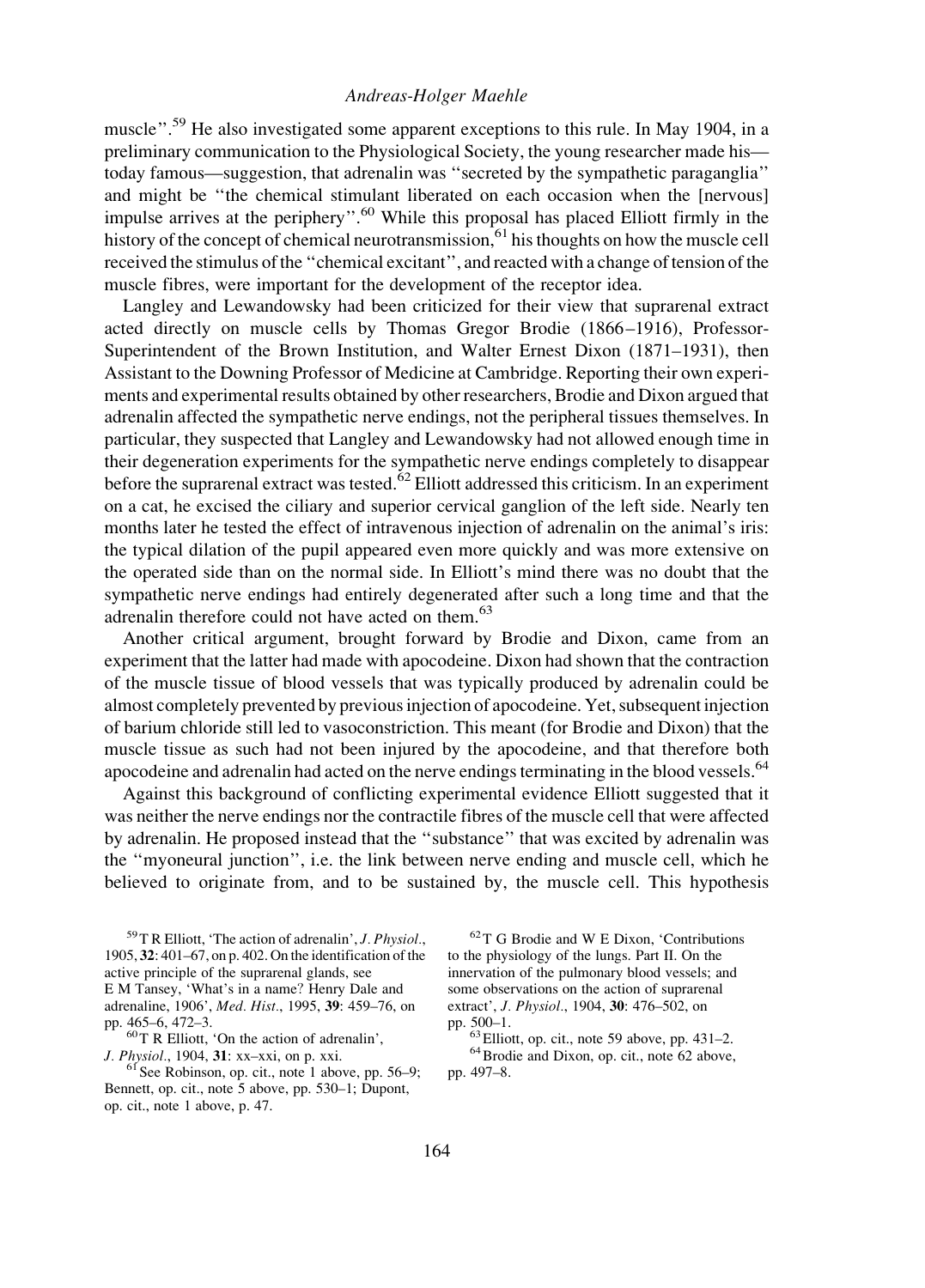muscle".[59] He also investigated some apparent exceptions to this rule. In May 1904, in a preliminary communication to the Physiological Society, the young researcher made his—today famous—suggestion, that adrenalin was "secreted by the sympathetic paraganglia" and might be "the chemical stimulant liberated on each occasion when the [nervous] impulse arrives at the periphery".[60] While this proposal has placed Elliott firmly in the history of the concept of chemical neurotransmission,[61] his thoughts on how the muscle cell received the stimulus of the "chemical excitant", and reacted with a change of tension of the muscle fibres, were important for the development of the receptor idea.

Langley and Lewandowsky had been criticized for their view that suprarenal extract acted directly on muscle cells by Thomas Gregor Brodie (1866–1916), Professor-Superintendent of the Brown Institution, and Walter Ernest Dixon (1871–1931), then Assistant to the Downing Professor of Medicine at Cambridge. Reporting their own experiments and experimental results obtained by other researchers, Brodie and Dixon argued that adrenalin affected the sympathetic nerve endings, not the peripheral tissues themselves. In particular, they suspected that Langley and Lewandowsky had not allowed enough time in their degeneration experiments for the sympathetic nerve endings completely to disappear before the suprarenal extract was tested.[62] Elliott addressed this criticism. In an experiment on a cat, he excised the ciliary and superior cervical ganglion of the left side. Nearly ten months later he tested the effect of intravenous injection of adrenalin on the animal's iris: the typical dilation of the pupil appeared even more quickly and was more extensive on the operated side than on the normal side. In Elliott's mind there was no doubt that the sympathetic nerve endings had entirely degenerated after such a long time and that the adrenalin therefore could not have acted on them.[63]

Another critical argument, brought forward by Brodie and Dixon, came from an experiment that the latter had made with apocodeine. Dixon had shown that the contraction of the muscle tissue of blood vessels that was typically produced by adrenalin could be almost completely prevented by previous injection of apocodeine. Yet, subsequent injection of barium chloride still led to vasoconstriction. This meant (for Brodie and Dixon) that the muscle tissue as such had not been injured by the apocodeine, and that therefore both apocodeine and adrenalin had acted on the nerve endings terminating in the blood vessels.[64]

Against this background of conflicting experimental evidence Elliott suggested that it was neither the nerve endings nor the contractile fibres of the muscle cell that were affected by adrenalin. He proposed instead that the "substance" that was excited by adrenalin was the "myoneural junction", i.e. the link between nerve ending and muscle cell, which he believed to originate from, and to be sustained by, the muscle cell. This hypothesis

[59] T R Elliott, 'The action of adrenalin', *J. Physiol.*, 1905, **32**: 401–67, on p. 402. On the identification of the active principle of the suprarenal glands, see E M Tansey, 'What's in a name? Henry Dale and adrenaline, 1906', *Med. Hist.*, 1995, **39**: 459–76, on pp. 465–6, 472–3.

[60] T R Elliott, 'On the action of adrenalin', *J. Physiol.*, 1904, **31**: xx–xxi, on p. xxi.

[61] See Robinson, op. cit., note 1 above, pp. 56–9; Bennett, op. cit., note 5 above, pp. 530–1; Dupont, op. cit., note 1 above, p. 47.

[62] T G Brodie and W E Dixon, 'Contributions to the physiology of the lungs. Part II. On the innervation of the pulmonary blood vessels; and some observations on the action of suprarenal extract', *J. Physiol.*, 1904, **30**: 476–502, on pp. 500–1.

[63] Elliott, op. cit., note 59 above, pp. 431–2.

[64] Brodie and Dixon, op. cit., note 62 above, pp. 497–8.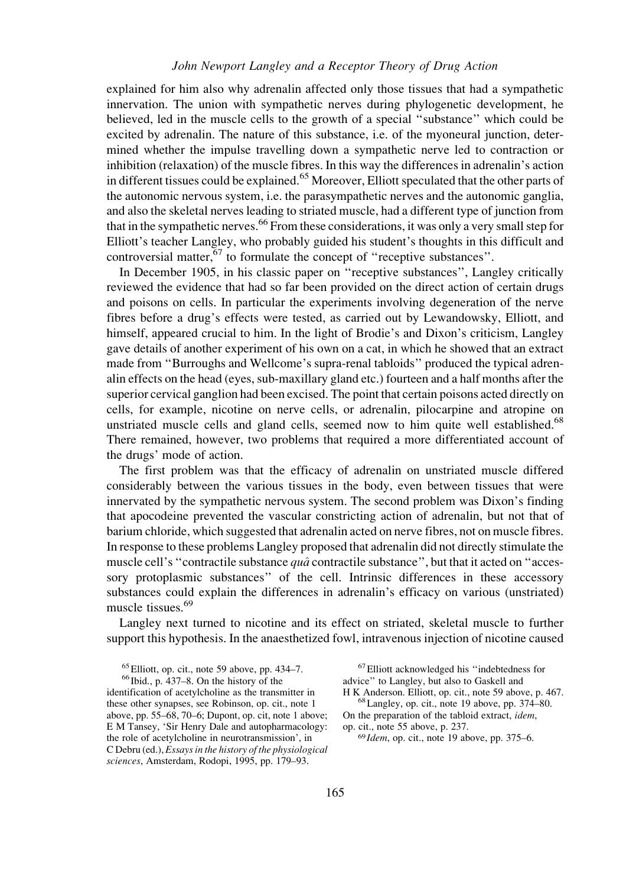explained for him also why adrenalin affected only those tissues that had a sympathetic innervation. The union with sympathetic nerves during phylogenetic development, he believed, led in the muscle cells to the growth of a special "substance" which could be excited by adrenalin. The nature of this substance, i.e. of the myoneural junction, determined whether the impulse travelling down a sympathetic nerve led to contraction or inhibition (relaxation) of the muscle fibres. In this way the differences in adrenalin's action in different tissues could be explained.[65] Moreover, Elliott speculated that the other parts of the autonomic nervous system, i.e. the parasympathetic nerves and the autonomic ganglia, and also the skeletal nerves leading to striated muscle, had a different type of junction from that in the sympathetic nerves.[66] From these considerations, it was only a very small step for Elliott's teacher Langley, who probably guided his student's thoughts in this difficult and controversial matter,[67] to formulate the concept of "receptive substances".

In December 1905, in his classic paper on "receptive substances", Langley critically reviewed the evidence that had so far been provided on the direct action of certain drugs and poisons on cells. In particular the experiments involving degeneration of the nerve fibres before a drug's effects were tested, as carried out by Lewandowsky, Elliott, and himself, appeared crucial to him. In the light of Brodie's and Dixon's criticism, Langley gave details of another experiment of his own on a cat, in which he showed that an extract made from "Burroughs and Wellcome's supra-renal tabloids" produced the typical adrenalin effects on the head (eyes, sub-maxillary gland etc.) fourteen and a half months after the superior cervical ganglion had been excised. The point that certain poisons acted directly on cells, for example, nicotine on nerve cells, or adrenalin, pilocarpine and atropine on unstriated muscle cells and gland cells, seemed now to him quite well established.[68] There remained, however, two problems that required a more differentiated account of the drugs' mode of action.

The first problem was that the efficacy of adrenalin on unstriated muscle differed considerably between the various tissues in the body, even between tissues that were innervated by the sympathetic nervous system. The second problem was Dixon's finding that apocodeine prevented the vascular constricting action of adrenalin, but not that of barium chloride, which suggested that adrenalin acted on nerve fibres, not on muscle fibres. In response to these problems Langley proposed that adrenalin did not directly stimulate the muscle cell's "contractile substance *quâ* contractile substance", but that it acted on "accessory protoplasmic substances" of the cell. Intrinsic differences in these accessory substances could explain the differences in adrenalin's efficacy on various (unstriated) muscle tissues.[69]

Langley next turned to nicotine and its effect on striated, skeletal muscle to further support this hypothesis. In the anaesthetized fowl, intravenous injection of nicotine caused

---

[65] Elliott, op. cit., note 59 above, pp. 434–7.

[66] Ibid., p. 437–8. On the history of the identification of acetylcholine as the transmitter in these other synapses, see Robinson, op. cit., note 1 above, pp. 55–68, 70–6; Dupont, op. cit, note 1 above; E M Tansey, 'Sir Henry Dale and autopharmacology: the role of acetylcholine in neurotransmission', in C Debru (ed.), *Essays in the history of the physiological sciences*, Amsterdam, Rodopi, 1995, pp. 179–93.

[67] Elliott acknowledged his "indebtedness for advice" to Langley, but also to Gaskell and H K Anderson. Elliott, op. cit., note 59 above, p. 467.

[68] Langley, op. cit., note 19 above, pp. 374–80. On the preparation of the tabloid extract, *idem*, op. cit., note 55 above, p. 237.

[69] *Idem*, op. cit., note 19 above, pp. 375–6.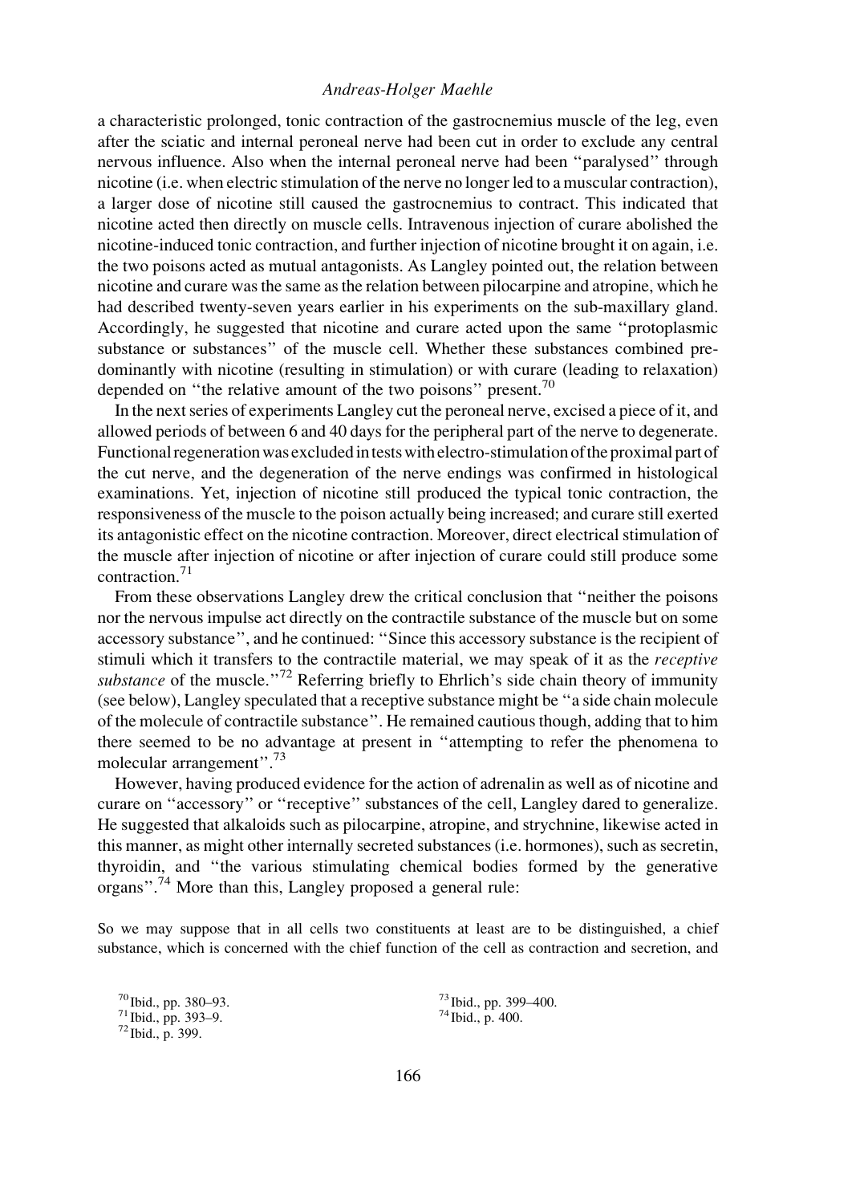a characteristic prolonged, tonic contraction of the gastrocnemius muscle of the leg, even after the sciatic and internal peroneal nerve had been cut in order to exclude any central nervous influence. Also when the internal peroneal nerve had been ''paralysed'' through nicotine (i.e. when electric stimulation of the nerve no longer led to a muscular contraction), a larger dose of nicotine still caused the gastrocnemius to contract. This indicated that nicotine acted then directly on muscle cells. Intravenous injection of curare abolished the nicotine-induced tonic contraction, and further injection of nicotine brought it on again, i.e. the two poisons acted as mutual antagonists. As Langley pointed out, the relation between nicotine and curare was the same as the relation between pilocarpine and atropine, which he had described twenty-seven years earlier in his experiments on the sub-maxillary gland. Accordingly, he suggested that nicotine and curare acted upon the same ''protoplasmic substance or substances'' of the muscle cell. Whether these substances combined predominantly with nicotine (resulting in stimulation) or with curare (leading to relaxation) depended on ''the relative amount of the two poisons'' present.[70]

In the next series of experiments Langley cut the peroneal nerve, excised a piece of it, and allowed periods of between 6 and 40 days for the peripheral part of the nerve to degenerate. Functional regeneration was excluded in tests with electro-stimulation of the proximal part of the cut nerve, and the degeneration of the nerve endings was confirmed in histological examinations. Yet, injection of nicotine still produced the typical tonic contraction, the responsiveness of the muscle to the poison actually being increased; and curare still exerted its antagonistic effect on the nicotine contraction. Moreover, direct electrical stimulation of the muscle after injection of nicotine or after injection of curare could still produce some contraction.[71]

From these observations Langley drew the critical conclusion that ''neither the poisons nor the nervous impulse act directly on the contractile substance of the muscle but on some accessory substance'', and he continued: ''Since this accessory substance is the recipient of stimuli which it transfers to the contractile material, we may speak of it as the *receptive substance* of the muscle.''[72] Referring briefly to Ehrlich's side chain theory of immunity (see below), Langley speculated that a receptive substance might be ''a side chain molecule of the molecule of contractile substance''. He remained cautious though, adding that to him there seemed to be no advantage at present in ''attempting to refer the phenomena to molecular arrangement''.[73]

However, having produced evidence for the action of adrenalin as well as of nicotine and curare on ''accessory'' or ''receptive'' substances of the cell, Langley dared to generalize. He suggested that alkaloids such as pilocarpine, atropine, and strychnine, likewise acted in this manner, as might other internally secreted substances (i.e. hormones), such as secretin, thyroidin, and ''the various stimulating chemical bodies formed by the generative organs''.[74] More than this, Langley proposed a general rule:

> So we may suppose that in all cells two constituents at least are to be distinguished, a chief substance, which is concerned with the chief function of the cell as contraction and secretion, and

[70] Ibid., pp. 380–93.
[71] Ibid., pp. 393–9.
[72] Ibid., p. 399.
[73] Ibid., pp. 399–400.
[74] Ibid., p. 400.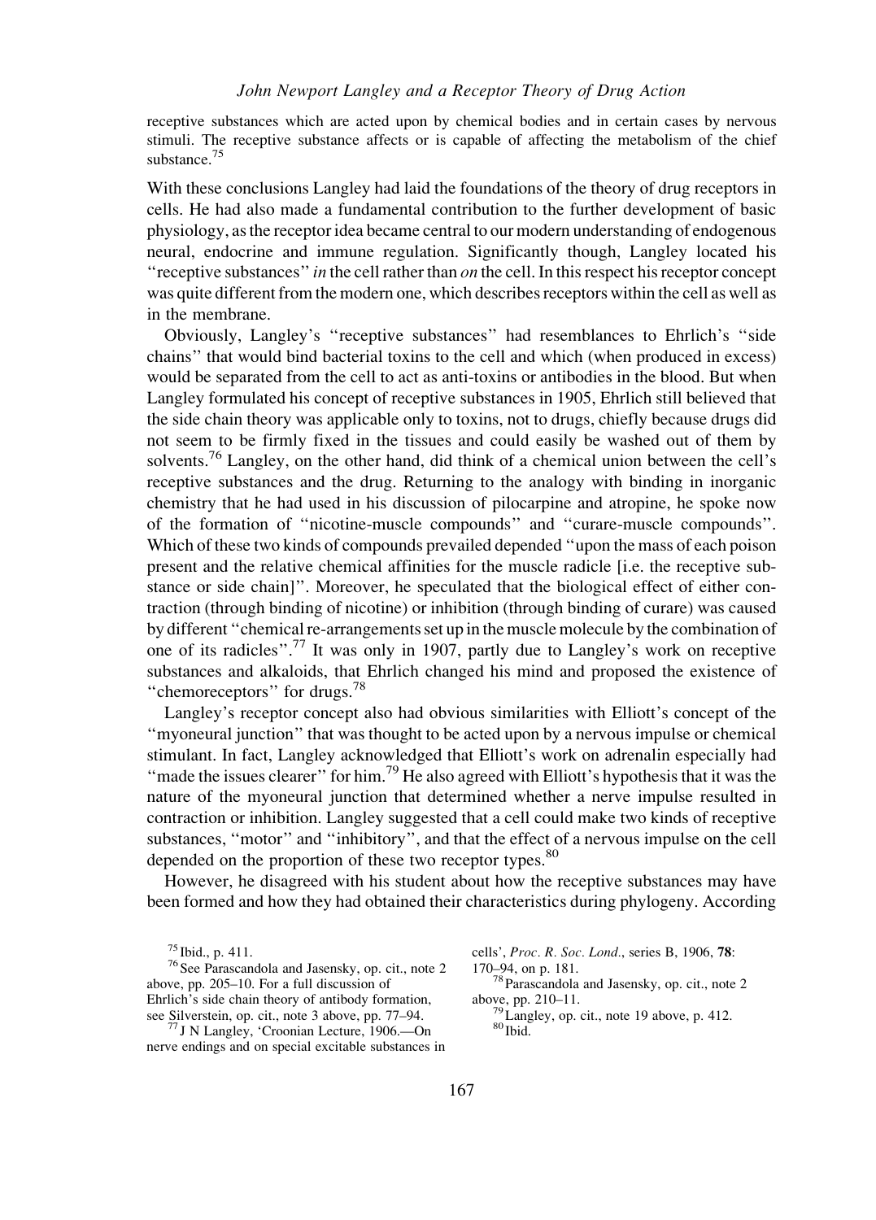receptive substances which are acted upon by chemical bodies and in certain cases by nervous stimuli. The receptive substance affects or is capable of affecting the metabolism of the chief substance.[75]

With these conclusions Langley had laid the foundations of the theory of drug receptors in cells. He had also made a fundamental contribution to the further development of basic physiology, as the receptor idea became central to our modern understanding of endogenous neural, endocrine and immune regulation. Significantly though, Langley located his "receptive substances" *in* the cell rather than *on* the cell. In this respect his receptor concept was quite different from the modern one, which describes receptors within the cell as well as in the membrane.

Obviously, Langley's "receptive substances" had resemblances to Ehrlich's "side chains" that would bind bacterial toxins to the cell and which (when produced in excess) would be separated from the cell to act as anti-toxins or antibodies in the blood. But when Langley formulated his concept of receptive substances in 1905, Ehrlich still believed that the side chain theory was applicable only to toxins, not to drugs, chiefly because drugs did not seem to be firmly fixed in the tissues and could easily be washed out of them by solvents.[76] Langley, on the other hand, did think of a chemical union between the cell's receptive substances and the drug. Returning to the analogy with binding in inorganic chemistry that he had used in his discussion of pilocarpine and atropine, he spoke now of the formation of "nicotine-muscle compounds" and "curare-muscle compounds". Which of these two kinds of compounds prevailed depended "upon the mass of each poison present and the relative chemical affinities for the muscle radicle [i.e. the receptive substance or side chain]". Moreover, he speculated that the biological effect of either contraction (through binding of nicotine) or inhibition (through binding of curare) was caused by different "chemical re-arrangements set up in the muscle molecule by the combination of one of its radicles".[77] It was only in 1907, partly due to Langley's work on receptive substances and alkaloids, that Ehrlich changed his mind and proposed the existence of "chemoreceptors" for drugs.[78]

Langley's receptor concept also had obvious similarities with Elliott's concept of the "myoneural junction" that was thought to be acted upon by a nervous impulse or chemical stimulant. In fact, Langley acknowledged that Elliott's work on adrenalin especially had "made the issues clearer" for him.[79] He also agreed with Elliott's hypothesis that it was the nature of the myoneural junction that determined whether a nerve impulse resulted in contraction or inhibition. Langley suggested that a cell could make two kinds of receptive substances, "motor" and "inhibitory", and that the effect of a nervous impulse on the cell depended on the proportion of these two receptor types.[80]

However, he disagreed with his student about how the receptive substances may have been formed and how they had obtained their characteristics during phylogeny. According

[75] Ibid., p. 411.

[76] See Parascandola and Jasensky, op. cit., note 2 above, pp. 205–10. For a full discussion of Ehrlich's side chain theory of antibody formation, see Silverstein, op. cit., note 3 above, pp. 77–94.

[77] J N Langley, 'Croonian Lecture, 1906.—On nerve endings and on special excitable substances in cells', *Proc. R. Soc. Lond.*, series B, 1906, **78**: 170–94, on p. 181.

[78] Parascandola and Jasensky, op. cit., note 2 above, pp. 210–11.

[79] Langley, op. cit., note 19 above, p. 412.

[80] Ibid.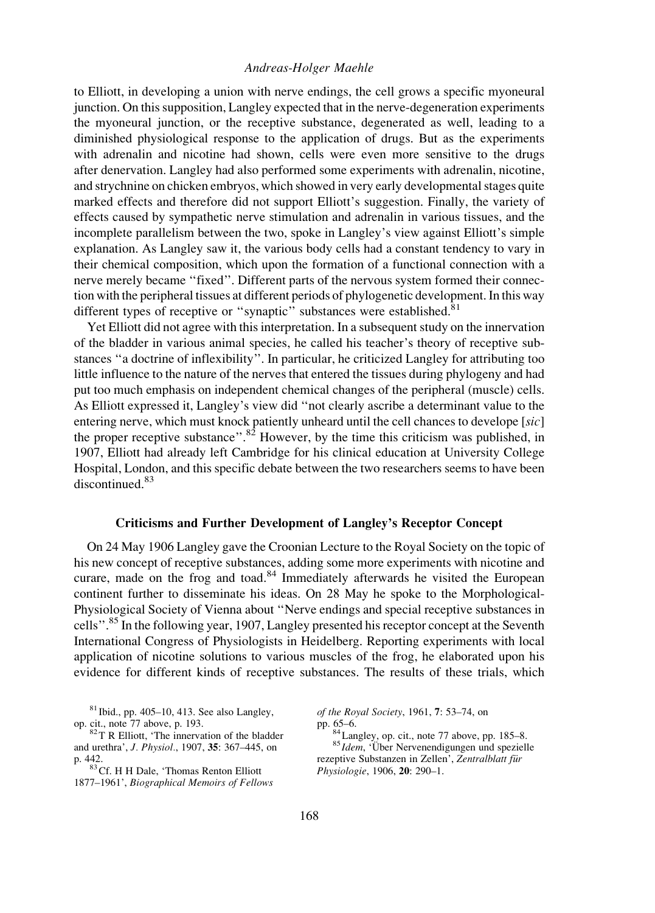to Elliott, in developing a union with nerve endings, the cell grows a specific myoneural junction. On this supposition, Langley expected that in the nerve-degeneration experiments the myoneural junction, or the receptive substance, degenerated as well, leading to a diminished physiological response to the application of drugs. But as the experiments with adrenalin and nicotine had shown, cells were even more sensitive to the drugs after denervation. Langley had also performed some experiments with adrenalin, nicotine, and strychnine on chicken embryos, which showed in very early developmental stages quite marked effects and therefore did not support Elliott's suggestion. Finally, the variety of effects caused by sympathetic nerve stimulation and adrenalin in various tissues, and the incomplete parallelism between the two, spoke in Langley's view against Elliott's simple explanation. As Langley saw it, the various body cells had a constant tendency to vary in their chemical composition, which upon the formation of a functional connection with a nerve merely became "fixed". Different parts of the nervous system formed their connection with the peripheral tissues at different periods of phylogenetic development. In this way different types of receptive or "synaptic" substances were established.[81]

Yet Elliott did not agree with this interpretation. In a subsequent study on the innervation of the bladder in various animal species, he called his teacher's theory of receptive substances "a doctrine of inflexibility". In particular, he criticized Langley for attributing too little influence to the nature of the nerves that entered the tissues during phylogeny and had put too much emphasis on independent chemical changes of the peripheral (muscle) cells. As Elliott expressed it, Langley's view did "not clearly ascribe a determinant value to the entering nerve, which must knock patiently unheard until the cell chances to develope [*sic*] the proper receptive substance".[82] However, by the time this criticism was published, in 1907, Elliott had already left Cambridge for his clinical education at University College Hospital, London, and this specific debate between the two researchers seems to have been discontinued.[83]

## Criticisms and Further Development of Langley's Receptor Concept

On 24 May 1906 Langley gave the Croonian Lecture to the Royal Society on the topic of his new concept of receptive substances, adding some more experiments with nicotine and curare, made on the frog and toad.[84] Immediately afterwards he visited the European continent further to disseminate his ideas. On 28 May he spoke to the Morphological-Physiological Society of Vienna about "Nerve endings and special receptive substances in cells".[85] In the following year, 1907, Langley presented his receptor concept at the Seventh International Congress of Physiologists in Heidelberg. Reporting experiments with local application of nicotine solutions to various muscles of the frog, he elaborated upon his evidence for different kinds of receptive substances. The results of these trials, which

[81] Ibid., pp. 405–10, 413. See also Langley, op. cit., note 77 above, p. 193.

[82] T R Elliott, 'The innervation of the bladder and urethra', *J. Physiol*., 1907, **35**: 367–445, on p. 442.

[83] Cf. H H Dale, 'Thomas Renton Elliott 1877–1961', *Biographical Memoirs of Fellows of the Royal Society*, 1961, **7**: 53–74, on pp. 65–6.

[84] Langley, op. cit., note 77 above, pp. 185–8.

[85] *Idem*, 'Über Nervenendigungen und spezielle rezeptive Substanzen in Zellen', *Zentralblatt für Physiologie*, 1906, **20**: 290–1.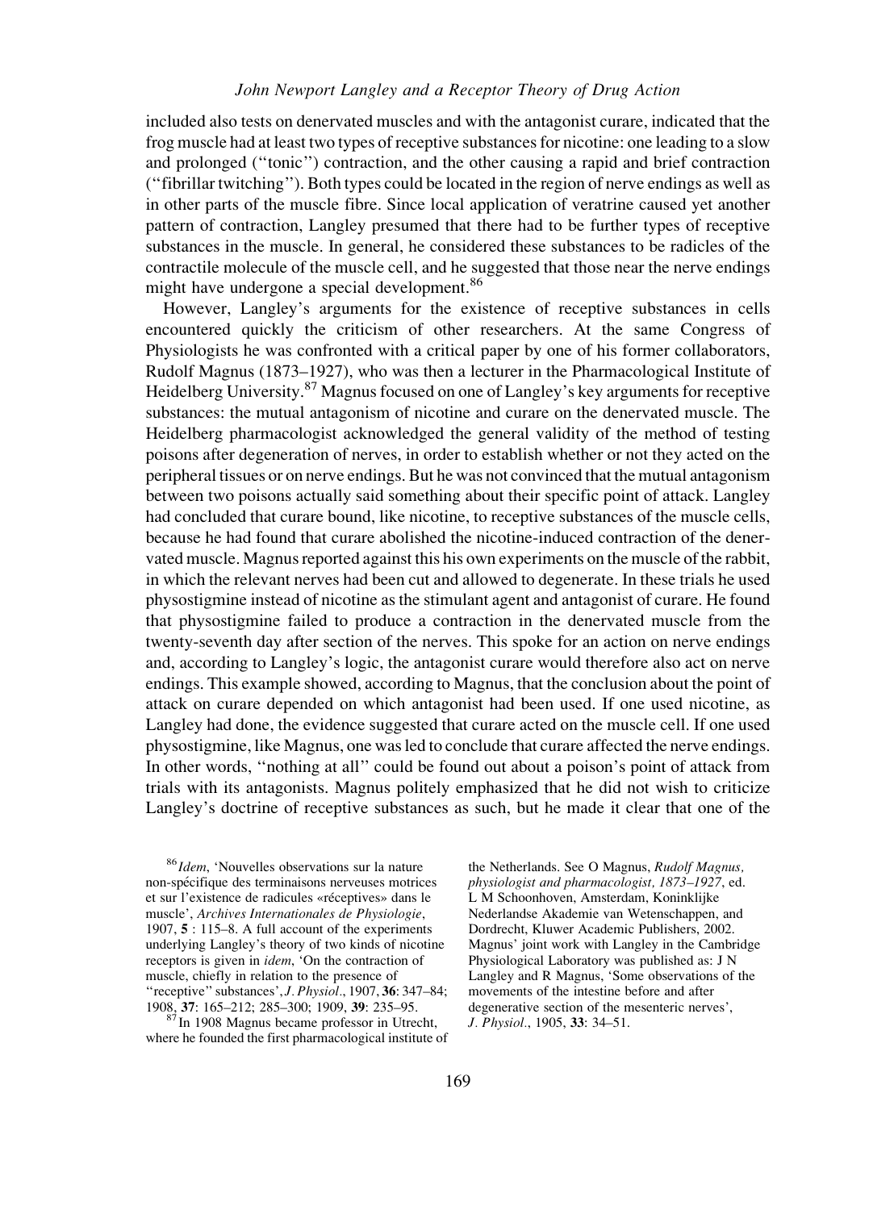included also tests on denervated muscles and with the antagonist curare, indicated that the frog muscle had at least two types of receptive substances for nicotine: one leading to a slow and prolonged (''tonic'') contraction, and the other causing a rapid and brief contraction (''fibrillar twitching''). Both types could be located in the region of nerve endings as well as in other parts of the muscle fibre. Since local application of veratrine caused yet another pattern of contraction, Langley presumed that there had to be further types of receptive substances in the muscle. In general, he considered these substances to be radicles of the contractile molecule of the muscle cell, and he suggested that those near the nerve endings might have undergone a special development.[86]

However, Langley's arguments for the existence of receptive substances in cells encountered quickly the criticism of other researchers. At the same Congress of Physiologists he was confronted with a critical paper by one of his former collaborators, Rudolf Magnus (1873–1927), who was then a lecturer in the Pharmacological Institute of Heidelberg University.[87] Magnus focused on one of Langley's key arguments for receptive substances: the mutual antagonism of nicotine and curare on the denervated muscle. The Heidelberg pharmacologist acknowledged the general validity of the method of testing poisons after degeneration of nerves, in order to establish whether or not they acted on the peripheral tissues or on nerve endings. But he was not convinced that the mutual antagonism between two poisons actually said something about their specific point of attack. Langley had concluded that curare bound, like nicotine, to receptive substances of the muscle cells, because he had found that curare abolished the nicotine-induced contraction of the denervated muscle. Magnus reported against this his own experiments on the muscle of the rabbit, in which the relevant nerves had been cut and allowed to degenerate. In these trials he used physostigmine instead of nicotine as the stimulant agent and antagonist of curare. He found that physostigmine failed to produce a contraction in the denervated muscle from the twenty-seventh day after section of the nerves. This spoke for an action on nerve endings and, according to Langley's logic, the antagonist curare would therefore also act on nerve endings. This example showed, according to Magnus, that the conclusion about the point of attack on curare depended on which antagonist had been used. If one used nicotine, as Langley had done, the evidence suggested that curare acted on the muscle cell. If one used physostigmine, like Magnus, one was led to conclude that curare affected the nerve endings. In other words, ''nothing at all'' could be found out about a poison's point of attack from trials with its antagonists. Magnus politely emphasized that he did not wish to criticize Langley's doctrine of receptive substances as such, but he made it clear that one of the

[86] *Idem*, 'Nouvelles observations sur la nature non-spécifique des terminaisons nerveuses motrices et sur l'existence de radicules «réceptives» dans le muscle', *Archives Internationales de Physiologie*, 1907, **5** : 115–8. A full account of the experiments underlying Langley's theory of two kinds of nicotine receptors is given in *idem*, 'On the contraction of muscle, chiefly in relation to the presence of ''receptive'' substances', *J. Physiol*., 1907, **36**: 347–84; 1908, **37**: 165–212; 285–300; 1909, **39**: 235–95.

[87] In 1908 Magnus became professor in Utrecht, where he founded the first pharmacological institute of the Netherlands. See O Magnus, *Rudolf Magnus, physiologist and pharmacologist, 1873–1927*, ed. L M Schoonhoven, Amsterdam, Koninklijke Nederlandse Akademie van Wetenschappen, and Dordrecht, Kluwer Academic Publishers, 2002. Magnus' joint work with Langley in the Cambridge Physiological Laboratory was published as: J N Langley and R Magnus, 'Some observations of the movements of the intestine before and after degenerative section of the mesenteric nerves', *J. Physiol*., 1905, **33**: 34–51.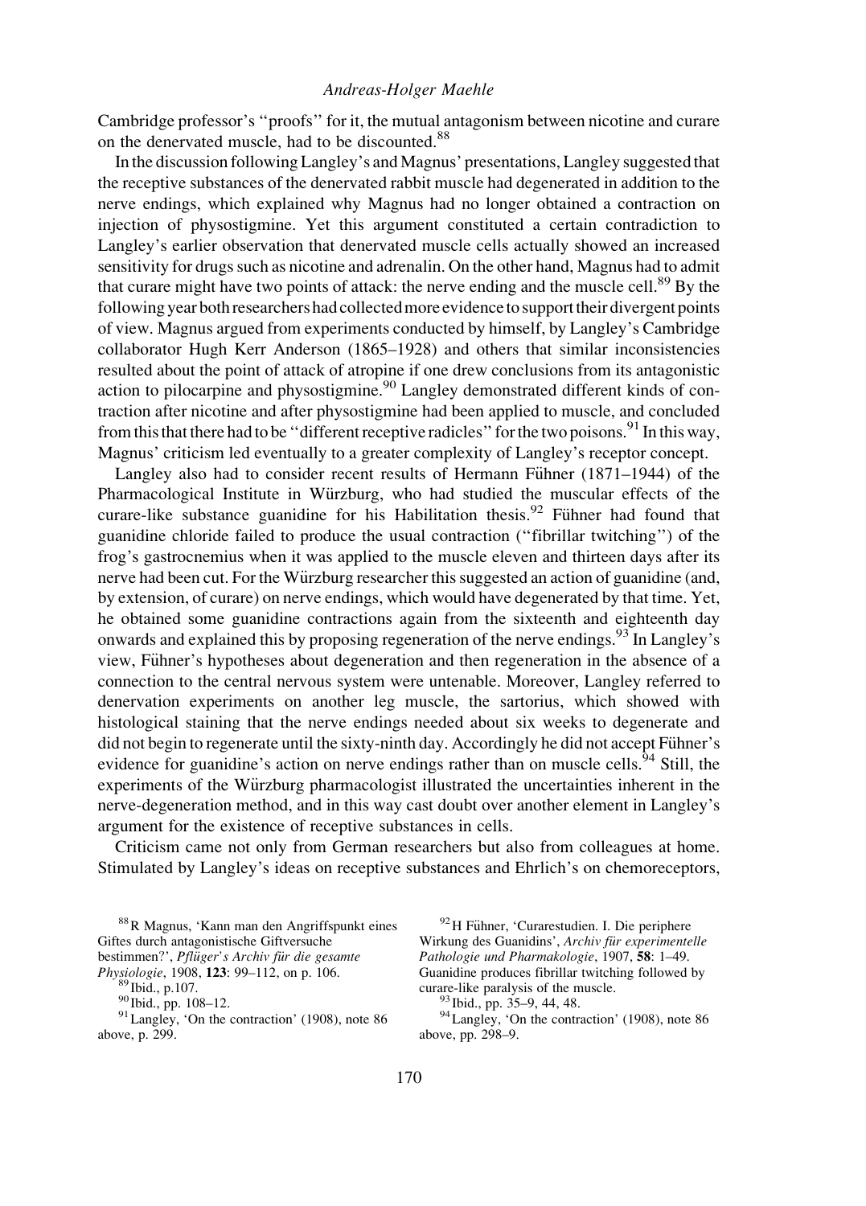Cambridge professor's "proofs" for it, the mutual antagonism between nicotine and curare on the denervated muscle, had to be discounted.[88]

In the discussion following Langley's and Magnus' presentations, Langley suggested that the receptive substances of the denervated rabbit muscle had degenerated in addition to the nerve endings, which explained why Magnus had no longer obtained a contraction on injection of physostigmine. Yet this argument constituted a certain contradiction to Langley's earlier observation that denervated muscle cells actually showed an increased sensitivity for drugs such as nicotine and adrenalin. On the other hand, Magnus had to admit that curare might have two points of attack: the nerve ending and the muscle cell.[89] By the following year both researchers had collected more evidence to support their divergent points of view. Magnus argued from experiments conducted by himself, by Langley's Cambridge collaborator Hugh Kerr Anderson (1865–1928) and others that similar inconsistencies resulted about the point of attack of atropine if one drew conclusions from its antagonistic action to pilocarpine and physostigmine.[90] Langley demonstrated different kinds of contraction after nicotine and after physostigmine had been applied to muscle, and concluded from this that there had to be "different receptive radicles" for the two poisons.[91] In this way, Magnus' criticism led eventually to a greater complexity of Langley's receptor concept.

Langley also had to consider recent results of Hermann Fühner (1871–1944) of the Pharmacological Institute in Würzburg, who had studied the muscular effects of the curare-like substance guanidine for his Habilitation thesis.[92] Fühner had found that guanidine chloride failed to produce the usual contraction ("fibrillar twitching") of the frog's gastrocnemius when it was applied to the muscle eleven and thirteen days after its nerve had been cut. For the Würzburg researcher this suggested an action of guanidine (and, by extension, of curare) on nerve endings, which would have degenerated by that time. Yet, he obtained some guanidine contractions again from the sixteenth and eighteenth day onwards and explained this by proposing regeneration of the nerve endings.[93] In Langley's view, Fühner's hypotheses about degeneration and then regeneration in the absence of a connection to the central nervous system were untenable. Moreover, Langley referred to denervation experiments on another leg muscle, the sartorius, which showed with histological staining that the nerve endings needed about six weeks to degenerate and did not begin to regenerate until the sixty-ninth day. Accordingly he did not accept Fühner's evidence for guanidine's action on nerve endings rather than on muscle cells.[94] Still, the experiments of the Würzburg pharmacologist illustrated the uncertainties inherent in the nerve-degeneration method, and in this way cast doubt over another element in Langley's argument for the existence of receptive substances in cells.

Criticism came not only from German researchers but also from colleagues at home. Stimulated by Langley's ideas on receptive substances and Ehrlich's on chemoreceptors,

[88] R Magnus, 'Kann man den Angriffspunkt eines Giftes durch antagonistische Giftversuche bestimmen?', *Pflüger's Archiv für die gesamte Physiologie*, 1908, **123**: 99–112, on p. 106.

[89] Ibid., p.107.

[90] Ibid., pp. 108–12.

[91] Langley, 'On the contraction' (1908), note 86 above, p. 299.

[92] H Fühner, 'Curarestudien. I. Die periphere Wirkung des Guanidins', *Archiv für experimentelle Pathologie und Pharmakologie*, 1907, **58**: 1–49. Guanidine produces fibrillar twitching followed by curare-like paralysis of the muscle.

[93] Ibid., pp. 35–9, 44, 48.

[94] Langley, 'On the contraction' (1908), note 86 above, pp. 298–9.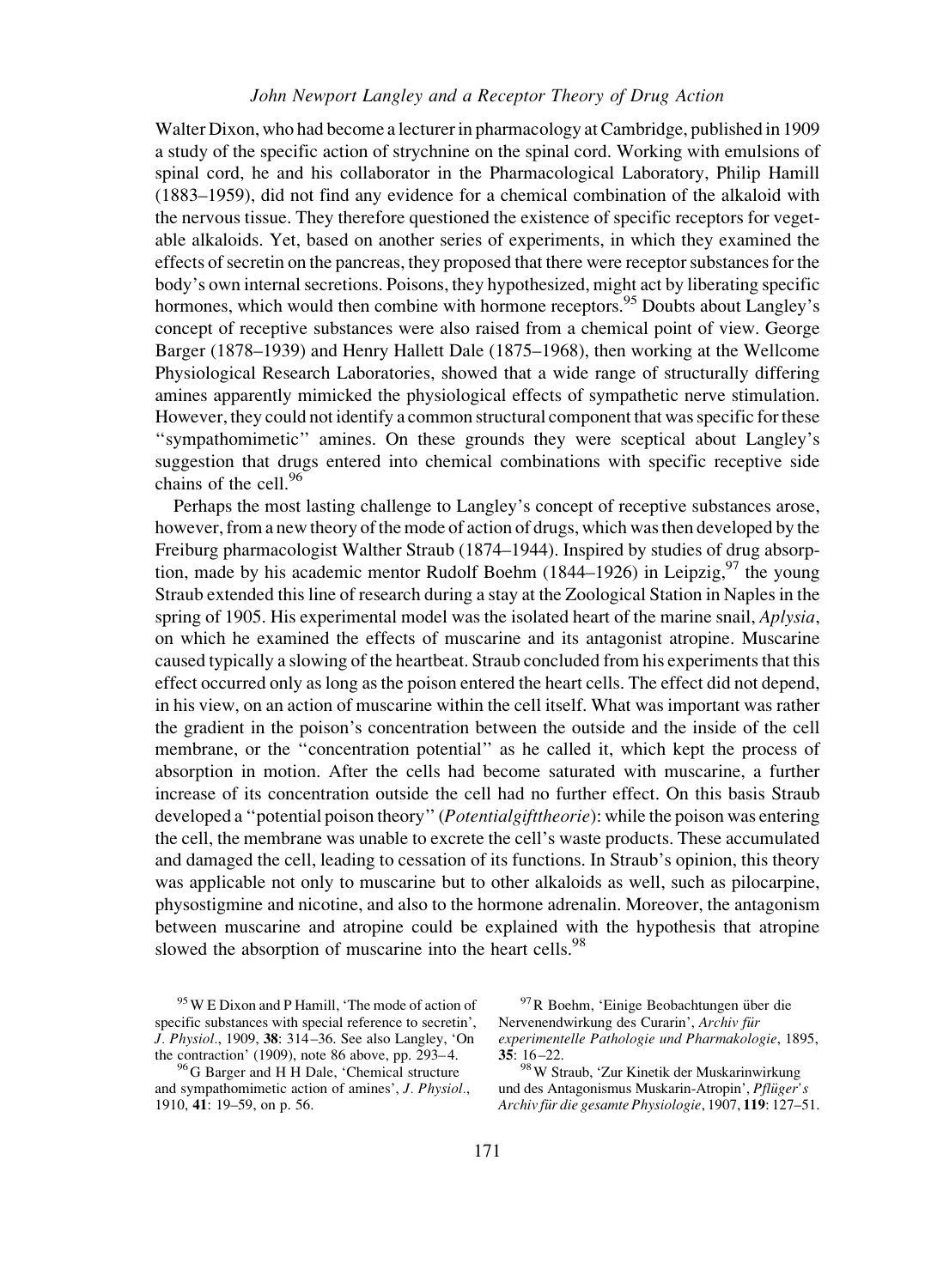Walter Dixon, who had become a lecturer in pharmacology at Cambridge, published in 1909 a study of the specific action of strychnine on the spinal cord. Working with emulsions of spinal cord, he and his collaborator in the Pharmacological Laboratory, Philip Hamill (1883–1959), did not find any evidence for a chemical combination of the alkaloid with the nervous tissue. They therefore questioned the existence of specific receptors for vegetable alkaloids. Yet, based on another series of experiments, in which they examined the effects of secretin on the pancreas, they proposed that there were receptor substances for the body's own internal secretions. Poisons, they hypothesized, might act by liberating specific hormones, which would then combine with hormone receptors.[95] Doubts about Langley's concept of receptive substances were also raised from a chemical point of view. George Barger (1878–1939) and Henry Hallett Dale (1875–1968), then working at the Wellcome Physiological Research Laboratories, showed that a wide range of structurally differing amines apparently mimicked the physiological effects of sympathetic nerve stimulation. However, they could not identify a common structural component that was specific for these "sympathomimetic" amines. On these grounds they were sceptical about Langley's suggestion that drugs entered into chemical combinations with specific receptive side chains of the cell.[96]

Perhaps the most lasting challenge to Langley's concept of receptive substances arose, however, from a new theory of the mode of action of drugs, which was then developed by the Freiburg pharmacologist Walther Straub (1874–1944). Inspired by studies of drug absorption, made by his academic mentor Rudolf Boehm (1844–1926) in Leipzig,[97] the young Straub extended this line of research during a stay at the Zoological Station in Naples in the spring of 1905. His experimental model was the isolated heart of the marine snail, *Aplysia*, on which he examined the effects of muscarine and its antagonist atropine. Muscarine caused typically a slowing of the heartbeat. Straub concluded from his experiments that this effect occurred only as long as the poison entered the heart cells. The effect did not depend, in his view, on an action of muscarine within the cell itself. What was important was rather the gradient in the poison's concentration between the outside and the inside of the cell membrane, or the "concentration potential" as he called it, which kept the process of absorption in motion. After the cells had become saturated with muscarine, a further increase of its concentration outside the cell had no further effect. On this basis Straub developed a "potential poison theory" (*Potentialgifttheorie*): while the poison was entering the cell, the membrane was unable to excrete the cell's waste products. These accumulated and damaged the cell, leading to cessation of its functions. In Straub's opinion, this theory was applicable not only to muscarine but to other alkaloids as well, such as pilocarpine, physostigmine and nicotine, and also to the hormone adrenalin. Moreover, the antagonism between muscarine and atropine could be explained with the hypothesis that atropine slowed the absorption of muscarine into the heart cells.[98]

---

[95] W E Dixon and P Hamill, 'The mode of action of specific substances with special reference to secretin', *J. Physiol.*, 1909, **38**: 314–36. See also Langley, 'On the contraction' (1909), note 86 above, pp. 293–4.

[96] G Barger and H H Dale, 'Chemical structure and sympathomimetic action of amines', *J. Physiol.*, 1910, **41**: 19–59, on p. 56.

[97] R Boehm, 'Einige Beobachtungen über die Nervenendwirkung des Curarin', *Archiv für experimentelle Pathologie und Pharmakologie*, 1895, **35**: 16–22.

[98] W Straub, 'Zur Kinetik der Muskarinwirkung und des Antagonismus Muskarin-Atropin', *Pflüger's Archiv für die gesamte Physiologie*, 1907, **119**: 127–51.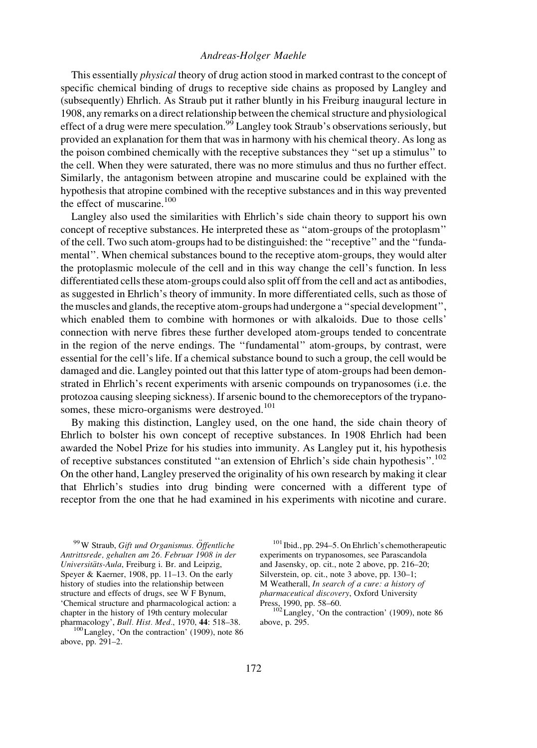This essentially *physical* theory of drug action stood in marked contrast to the concept of specific chemical binding of drugs to receptive side chains as proposed by Langley and (subsequently) Ehrlich. As Straub put it rather bluntly in his Freiburg inaugural lecture in 1908, any remarks on a direct relationship between the chemical structure and physiological effect of a drug were mere speculation.[99] Langley took Straub's observations seriously, but provided an explanation for them that was in harmony with his chemical theory. As long as the poison combined chemically with the receptive substances they "set up a stimulus" to the cell. When they were saturated, there was no more stimulus and thus no further effect. Similarly, the antagonism between atropine and muscarine could be explained with the hypothesis that atropine combined with the receptive substances and in this way prevented the effect of muscarine.[100]

Langley also used the similarities with Ehrlich's side chain theory to support his own concept of receptive substances. He interpreted these as "atom-groups of the protoplasm" of the cell. Two such atom-groups had to be distinguished: the "receptive" and the "fundamental". When chemical substances bound to the receptive atom-groups, they would alter the protoplasmic molecule of the cell and in this way change the cell's function. In less differentiated cells these atom-groups could also split off from the cell and act as antibodies, as suggested in Ehrlich's theory of immunity. In more differentiated cells, such as those of the muscles and glands, the receptive atom-groups had undergone a "special development", which enabled them to combine with hormones or with alkaloids. Due to those cells' connection with nerve fibres these further developed atom-groups tended to concentrate in the region of the nerve endings. The "fundamental" atom-groups, by contrast, were essential for the cell's life. If a chemical substance bound to such a group, the cell would be damaged and die. Langley pointed out that this latter type of atom-groups had been demonstrated in Ehrlich's recent experiments with arsenic compounds on trypanosomes (i.e. the protozoa causing sleeping sickness). If arsenic bound to the chemoreceptors of the trypanosomes, these micro-organisms were destroyed.[101]

By making this distinction, Langley used, on the one hand, the side chain theory of Ehrlich to bolster his own concept of receptive substances. In 1908 Ehrlich had been awarded the Nobel Prize for his studies into immunity. As Langley put it, his hypothesis of receptive substances constituted "an extension of Ehrlich's side chain hypothesis".[102] On the other hand, Langley preserved the originality of his own research by making it clear that Ehrlich's studies into drug binding were concerned with a different type of receptor from the one that he had examined in his experiments with nicotine and curare.

[99] W Straub, *Gift und Organismus. Öffentliche Antrittsrede, gehalten am 26. Februar 1908 in der Universitäts-Aula*, Freiburg i. Br. and Leipzig, Speyer & Kaerner, 1908, pp. 11–13. On the early history of studies into the relationship between structure and effects of drugs, see W F Bynum, 'Chemical structure and pharmacological action: a chapter in the history of 19th century molecular pharmacology', *Bull. Hist. Med.*, 1970, **44**: 518–38.

[100] Langley, 'On the contraction' (1909), note 86 above, pp. 291–2.

[101] Ibid., pp. 294–5. On Ehrlich's chemotherapeutic experiments on trypanosomes, see Parascandola and Jasensky, op. cit., note 2 above, pp. 216–20; Silverstein, op. cit., note 3 above, pp. 130–1; M Weatherall, *In search of a cure: a history of pharmaceutical discovery*, Oxford University Press, 1990, pp. 58–60.

[102] Langley, 'On the contraction' (1909), note 86 above, p. 295.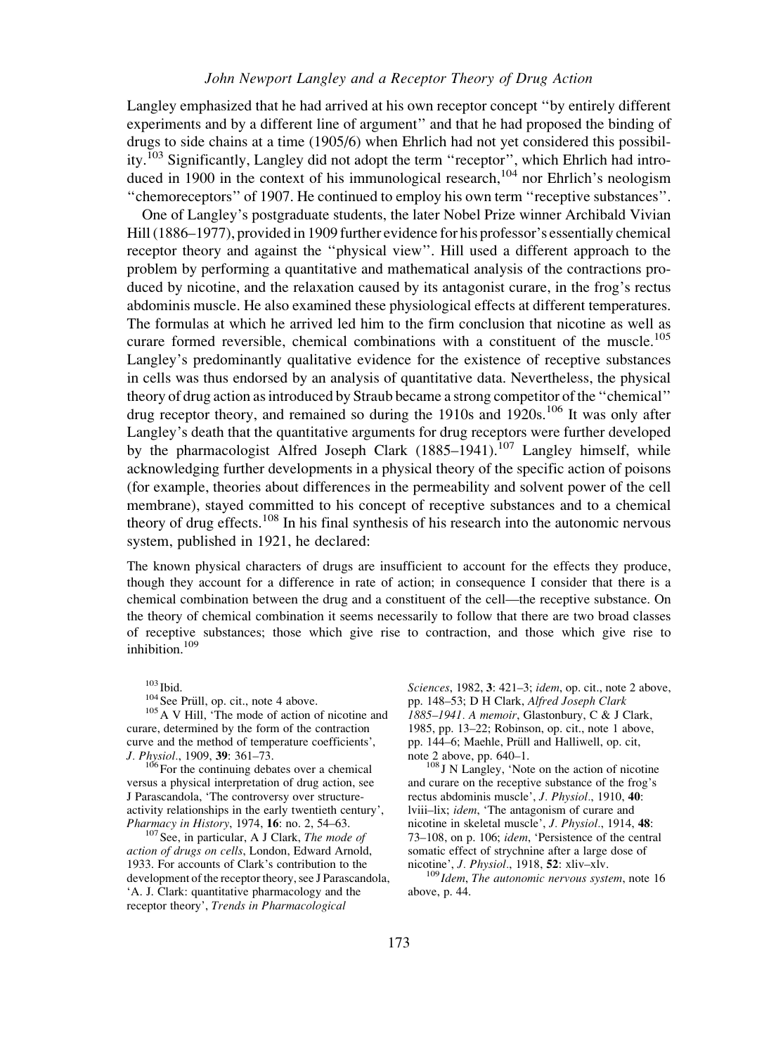Langley emphasized that he had arrived at his own receptor concept "by entirely different experiments and by a different line of argument" and that he had proposed the binding of drugs to side chains at a time (1905/6) when Ehrlich had not yet considered this possibility.[103] Significantly, Langley did not adopt the term "receptor", which Ehrlich had introduced in 1900 in the context of his immunological research,[104] nor Ehrlich's neologism "chemoreceptors" of 1907. He continued to employ his own term "receptive substances".

One of Langley's postgraduate students, the later Nobel Prize winner Archibald Vivian Hill (1886–1977), provided in 1909 further evidence for his professor's essentially chemical receptor theory and against the "physical view". Hill used a different approach to the problem by performing a quantitative and mathematical analysis of the contractions produced by nicotine, and the relaxation caused by its antagonist curare, in the frog's rectus abdominis muscle. He also examined these physiological effects at different temperatures. The formulas at which he arrived led him to the firm conclusion that nicotine as well as curare formed reversible, chemical combinations with a constituent of the muscle.[105] Langley's predominantly qualitative evidence for the existence of receptive substances in cells was thus endorsed by an analysis of quantitative data. Nevertheless, the physical theory of drug action as introduced by Straub became a strong competitor of the "chemical" drug receptor theory, and remained so during the 1910s and 1920s.[106] It was only after Langley's death that the quantitative arguments for drug receptors were further developed by the pharmacologist Alfred Joseph Clark (1885–1941).[107] Langley himself, while acknowledging further developments in a physical theory of the specific action of poisons (for example, theories about differences in the permeability and solvent power of the cell membrane), stayed committed to his concept of receptive substances and to a chemical theory of drug effects.[108] In his final synthesis of his research into the autonomic nervous system, published in 1921, he declared:

> The known physical characters of drugs are insufficient to account for the effects they produce, though they account for a difference in rate of action; in consequence I consider that there is a chemical combination between the drug and a constituent of the cell—the receptive substance. On the theory of chemical combination it seems necessarily to follow that there are two broad classes of receptive substances; those which give rise to contraction, and those which give rise to inhibition.[109]

[103] Ibid.

[104] See Prüll, op. cit., note 4 above.

[105] A V Hill, 'The mode of action of nicotine and curare, determined by the form of the contraction curve and the method of temperature coefficients', *J. Physiol*., 1909, **39**: 361–73.

[106] For the continuing debates over a chemical versus a physical interpretation of drug action, see J Parascandola, 'The controversy over structure-activity relationships in the early twentieth century', *Pharmacy in History*, 1974, **16**: no. 2, 54–63.

[107] See, in particular, A J Clark, *The mode of action of drugs on cells*, London, Edward Arnold, 1933. For accounts of Clark's contribution to the development of the receptor theory, see J Parascandola, 'A. J. Clark: quantitative pharmacology and the receptor theory', *Trends in Pharmacological Sciences*, 1982, **3**: 421–3; *idem*, op. cit., note 2 above, pp. 148–53; D H Clark, *Alfred Joseph Clark 1885–1941. A memoir*, Glastonbury, C & J Clark, 1985, pp. 13–22; Robinson, op. cit., note 1 above, pp. 144–6; Maehle, Prüll and Halliwell, op. cit, note 2 above, pp. 640–1.

[108] J N Langley, 'Note on the action of nicotine and curare on the receptive substance of the frog's rectus abdominis muscle', *J. Physiol*., 1910, **40**: lviii–lix; *idem*, 'The antagonism of curare and nicotine in skeletal muscle', *J. Physiol*., 1914, **48**: 73–108, on p. 106; *idem*, 'Persistence of the central somatic effect of strychnine after a large dose of nicotine', *J. Physiol*., 1918, **52**: xliv–xlv.

[109] *Idem*, *The autonomic nervous system*, note 16 above, p. 44.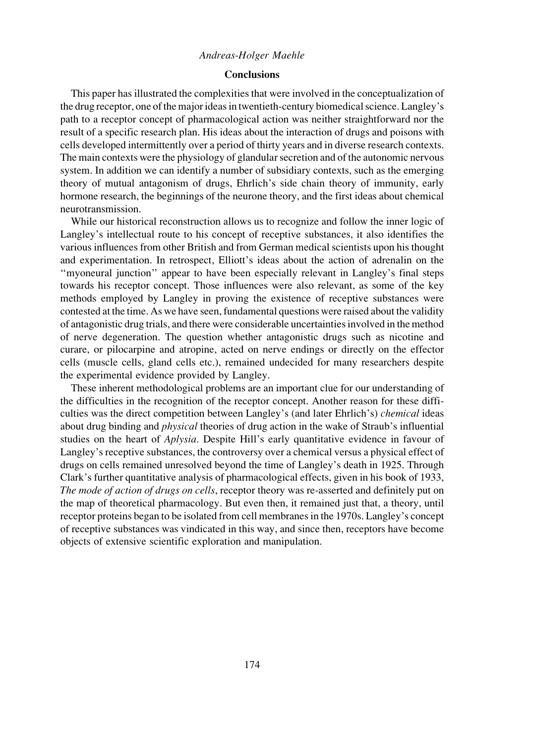## Conclusions

This paper has illustrated the complexities that were involved in the conceptualization of the drug receptor, one of the major ideas in twentieth-century biomedical science. Langley's path to a receptor concept of pharmacological action was neither straightforward nor the result of a specific research plan. His ideas about the interaction of drugs and poisons with cells developed intermittently over a period of thirty years and in diverse research contexts. The main contexts were the physiology of glandular secretion and of the autonomic nervous system. In addition we can identify a number of subsidiary contexts, such as the emerging theory of mutual antagonism of drugs, Ehrlich's side chain theory of immunity, early hormone research, the beginnings of the neurone theory, and the first ideas about chemical neurotransmission.

While our historical reconstruction allows us to recognize and follow the inner logic of Langley's intellectual route to his concept of receptive substances, it also identifies the various influences from other British and from German medical scientists upon his thought and experimentation. In retrospect, Elliott's ideas about the action of adrenalin on the "myoneural junction" appear to have been especially relevant in Langley's final steps towards his receptor concept. Those influences were also relevant, as some of the key methods employed by Langley in proving the existence of receptive substances were contested at the time. As we have seen, fundamental questions were raised about the validity of antagonistic drug trials, and there were considerable uncertainties involved in the method of nerve degeneration. The question whether antagonistic drugs such as nicotine and curare, or pilocarpine and atropine, acted on nerve endings or directly on the effector cells (muscle cells, gland cells etc.), remained undecided for many researchers despite the experimental evidence provided by Langley.

These inherent methodological problems are an important clue for our understanding of the difficulties in the recognition of the receptor concept. Another reason for these difficulties was the direct competition between Langley's (and later Ehrlich's) *chemical* ideas about drug binding and *physical* theories of drug action in the wake of Straub's influential studies on the heart of *Aplysia*. Despite Hill's early quantitative evidence in favour of Langley's receptive substances, the controversy over a chemical versus a physical effect of drugs on cells remained unresolved beyond the time of Langley's death in 1925. Through Clark's further quantitative analysis of pharmacological effects, given in his book of 1933, *The mode of action of drugs on cells*, receptor theory was re-asserted and definitely put on the map of theoretical pharmacology. But even then, it remained just that, a theory, until receptor proteins began to be isolated from cell membranes in the 1970s. Langley's concept of receptive substances was vindicated in this way, and since then, receptors have become objects of extensive scientific exploration and manipulation.